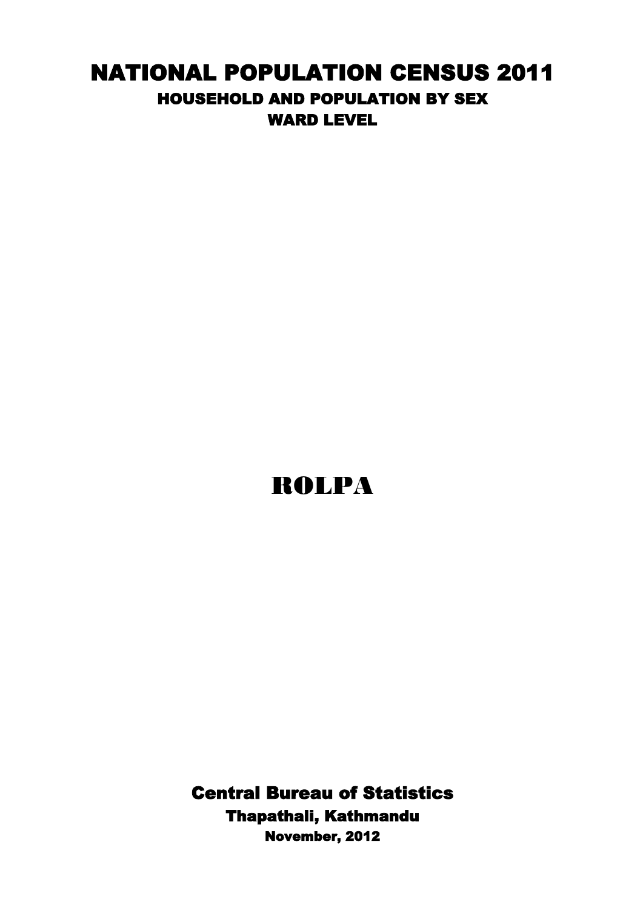# NATIONAL POPULATION CENSUS 2011

## HOUSEHOLD AND POPULATION BY SEX

### WARD LEVEL

# ROLPA

**Central Bureau of Statistics**

**Thapathali, Kathmandu**

**November, 2012**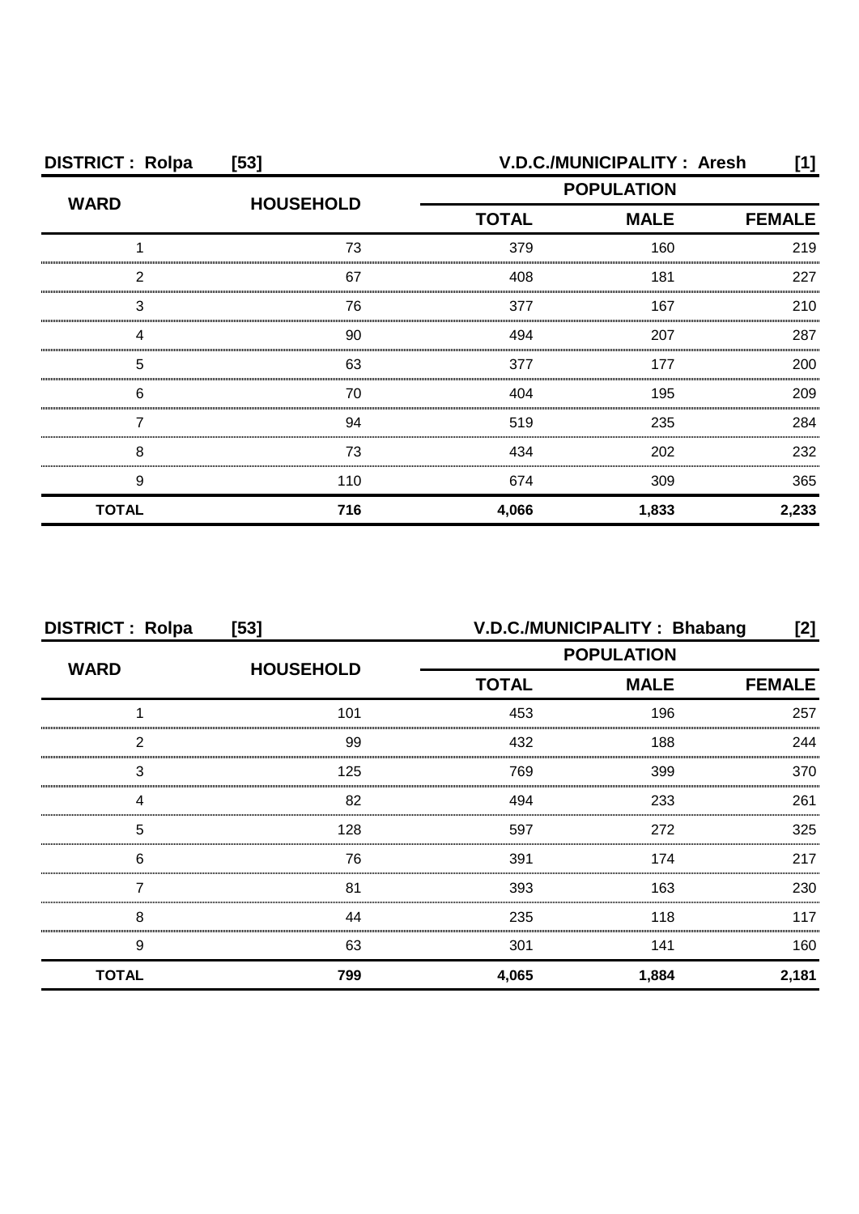**DISTRICT : Rolpa [53]** **V.D.C./MUNICIPALITY : Aresh [1]**

| WARD | HOUSEHOLD | POPULATION | | |
|---|---|---|---|---|
| | | TOTAL | MALE | FEMALE |
| 1 | 73 | 379 | 160 | 219 |
| 2 | 67 | 408 | 181 | 227 |
| 3 | 76 | 377 | 167 | 210 |
| 4 | 90 | 494 | 207 | 287 |
| 5 | 63 | 377 | 177 | 200 |
| 6 | 70 | 404 | 195 | 209 |
| 7 | 94 | 519 | 235 | 284 |
| 8 | 73 | 434 | 202 | 232 |
| 9 | 110 | 674 | 309 | 365 |
| **TOTAL** | **716** | **4,066** | **1,833** | **2,233** |

**DISTRICT : Rolpa [53]** **V.D.C./MUNICIPALITY : Bhabang [2]**

| WARD | HOUSEHOLD | POPULATION | | |
|---|---|---|---|---|
| | | TOTAL | MALE | FEMALE |
| 1 | 101 | 453 | 196 | 257 |
| 2 | 99 | 432 | 188 | 244 |
| 3 | 125 | 769 | 399 | 370 |
| 4 | 82 | 494 | 233 | 261 |
| 5 | 128 | 597 | 272 | 325 |
| 6 | 76 | 391 | 174 | 217 |
| 7 | 81 | 393 | 163 | 230 |
| 8 | 44 | 235 | 118 | 117 |
| 9 | 63 | 301 | 141 | 160 |
| **TOTAL** | **799** | **4,065** | **1,884** | **2,181** |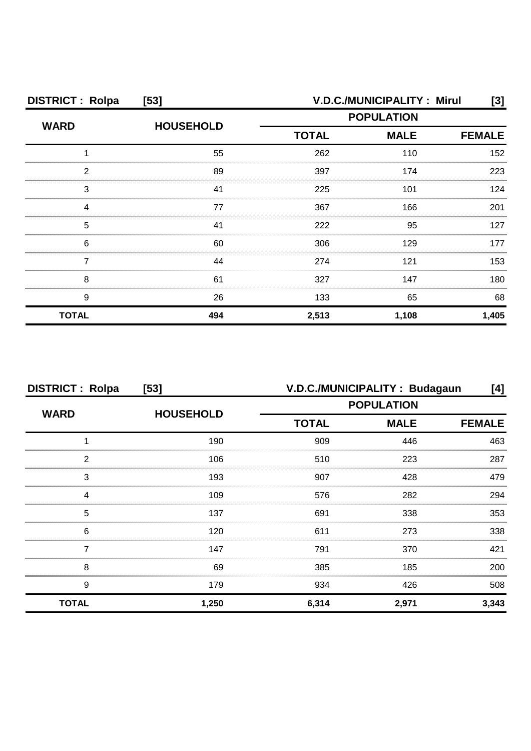**DISTRICT : Rolpa [53]** **V.D.C./MUNICIPALITY : Mirul [3]**

| WARD | HOUSEHOLD | POPULATION | | |
|---|---|---|---|---|
| | | TOTAL | MALE | FEMALE |
| 1 | 55 | 262 | 110 | 152 |
| 2 | 89 | 397 | 174 | 223 |
| 3 | 41 | 225 | 101 | 124 |
| 4 | 77 | 367 | 166 | 201 |
| 5 | 41 | 222 | 95 | 127 |
| 6 | 60 | 306 | 129 | 177 |
| 7 | 44 | 274 | 121 | 153 |
| 8 | 61 | 327 | 147 | 180 |
| 9 | 26 | 133 | 65 | 68 |
| **TOTAL** | **494** | **2,513** | **1,108** | **1,405** |

**DISTRICT : Rolpa [53]** **V.D.C./MUNICIPALITY : Budagaun [4]**

| WARD | HOUSEHOLD | POPULATION | | |
|---|---|---|---|---|
| | | TOTAL | MALE | FEMALE |
| 1 | 190 | 909 | 446 | 463 |
| 2 | 106 | 510 | 223 | 287 |
| 3 | 193 | 907 | 428 | 479 |
| 4 | 109 | 576 | 282 | 294 |
| 5 | 137 | 691 | 338 | 353 |
| 6 | 120 | 611 | 273 | 338 |
| 7 | 147 | 791 | 370 | 421 |
| 8 | 69 | 385 | 185 | 200 |
| 9 | 179 | 934 | 426 | 508 |
| **TOTAL** | **1,250** | **6,314** | **2,971** | **3,343** |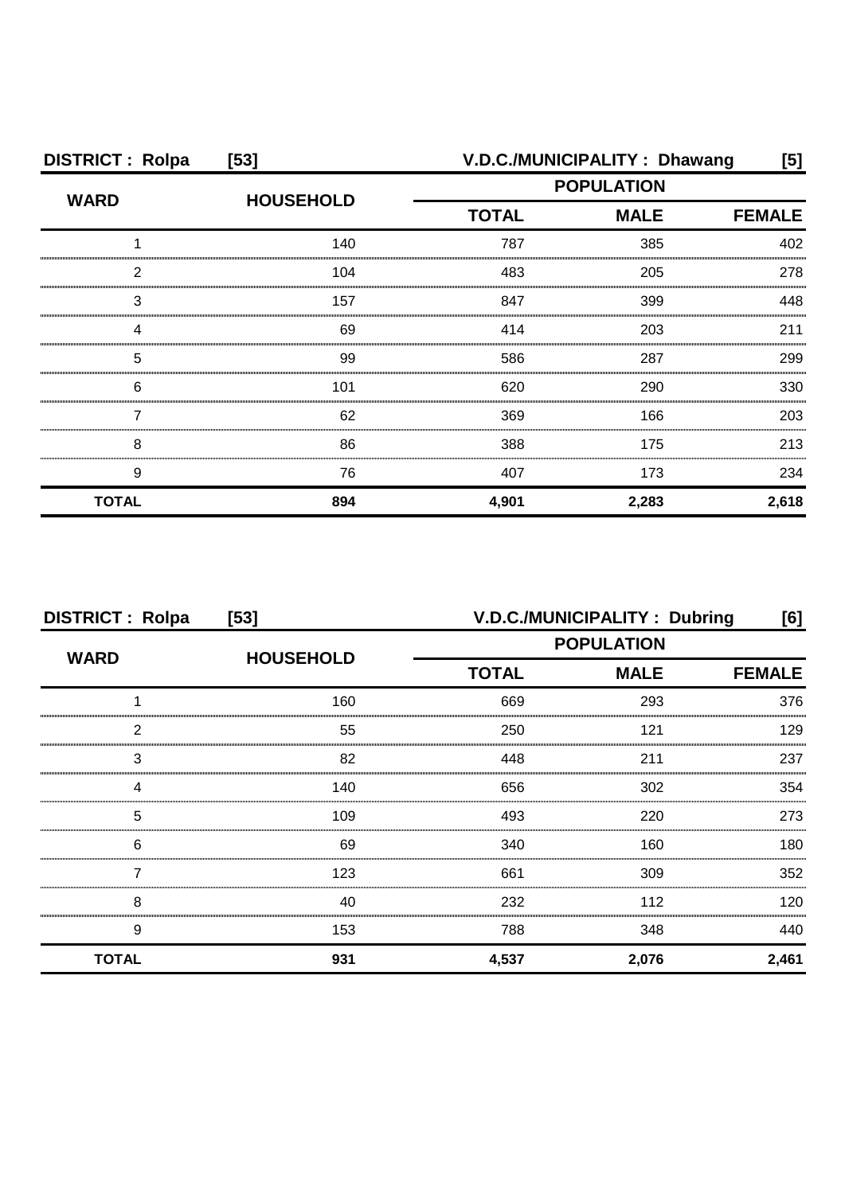**DISTRICT : Rolpa [53] V.D.C./MUNICIPALITY : Dhawang [5]**

| WARD | HOUSEHOLD | POPULATION | | |
|---|---|---|---|---|
| | | TOTAL | MALE | FEMALE |
| 1 | 140 | 787 | 385 | 402 |
| 2 | 104 | 483 | 205 | 278 |
| 3 | 157 | 847 | 399 | 448 |
| 4 | 69 | 414 | 203 | 211 |
| 5 | 99 | 586 | 287 | 299 |
| 6 | 101 | 620 | 290 | 330 |
| 7 | 62 | 369 | 166 | 203 |
| 8 | 86 | 388 | 175 | 213 |
| 9 | 76 | 407 | 173 | 234 |
| **TOTAL** | **894** | **4,901** | **2,283** | **2,618** |

**DISTRICT : Rolpa [53] V.D.C./MUNICIPALITY : Dubring [6]**

| WARD | HOUSEHOLD | POPULATION | | |
|---|---|---|---|---|
| | | TOTAL | MALE | FEMALE |
| 1 | 160 | 669 | 293 | 376 |
| 2 | 55 | 250 | 121 | 129 |
| 3 | 82 | 448 | 211 | 237 |
| 4 | 140 | 656 | 302 | 354 |
| 5 | 109 | 493 | 220 | 273 |
| 6 | 69 | 340 | 160 | 180 |
| 7 | 123 | 661 | 309 | 352 |
| 8 | 40 | 232 | 112 | 120 |
| 9 | 153 | 788 | 348 | 440 |
| **TOTAL** | **931** | **4,537** | **2,076** | **2,461** |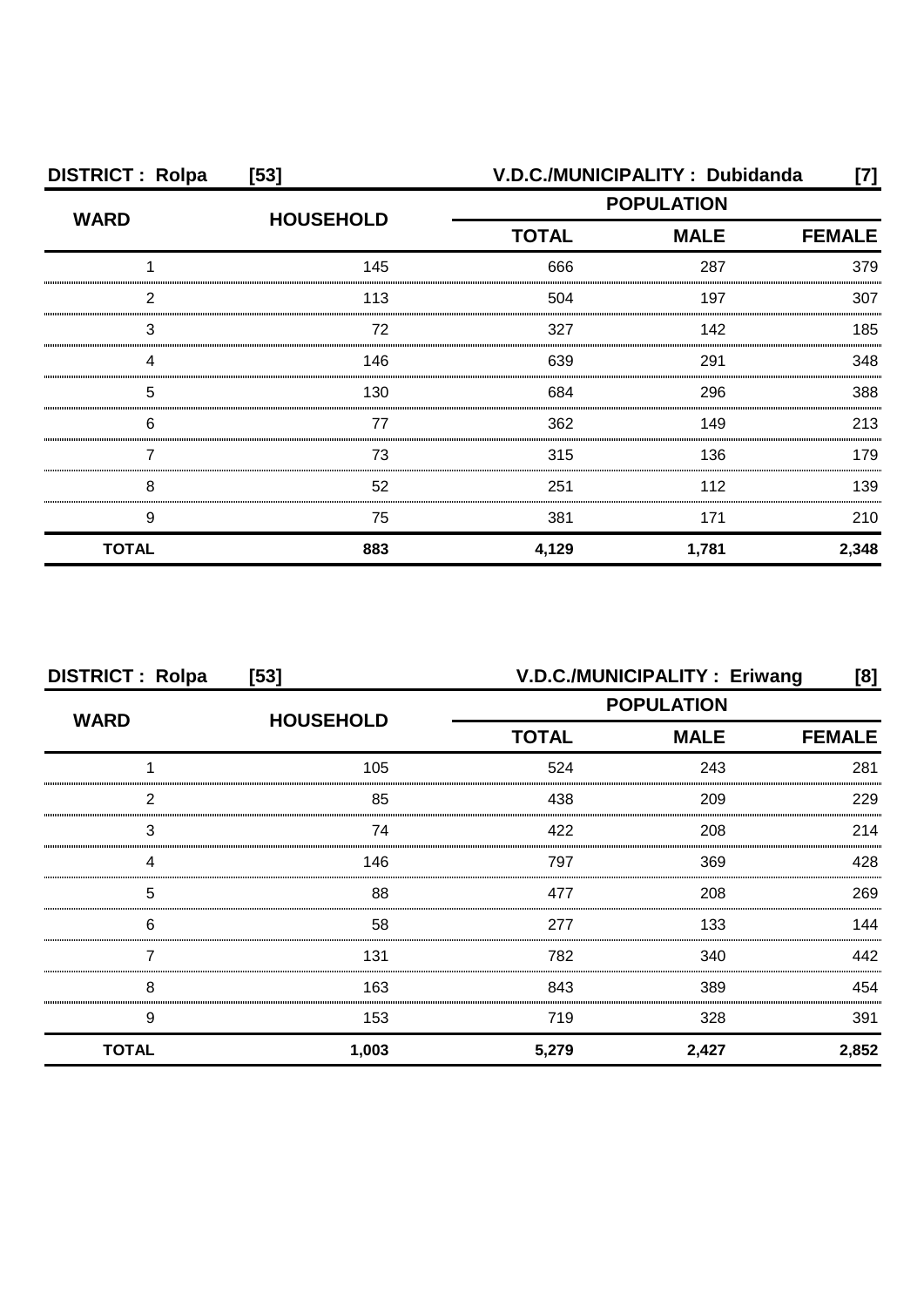**DISTRICT : Rolpa [53] V.D.C./MUNICIPALITY : Dubidanda [7]**

| WARD | HOUSEHOLD | POPULATION | | |
|---|---|---|---|---|
| | | TOTAL | MALE | FEMALE |
| 1 | 145 | 666 | 287 | 379 |
| 2 | 113 | 504 | 197 | 307 |
| 3 | 72 | 327 | 142 | 185 |
| 4 | 146 | 639 | 291 | 348 |
| 5 | 130 | 684 | 296 | 388 |
| 6 | 77 | 362 | 149 | 213 |
| 7 | 73 | 315 | 136 | 179 |
| 8 | 52 | 251 | 112 | 139 |
| 9 | 75 | 381 | 171 | 210 |
| **TOTAL** | **883** | **4,129** | **1,781** | **2,348** |

**DISTRICT : Rolpa [53] V.D.C./MUNICIPALITY : Eriwang [8]**

| WARD | HOUSEHOLD | POPULATION | | |
|---|---|---|---|---|
| | | TOTAL | MALE | FEMALE |
| 1 | 105 | 524 | 243 | 281 |
| 2 | 85 | 438 | 209 | 229 |
| 3 | 74 | 422 | 208 | 214 |
| 4 | 146 | 797 | 369 | 428 |
| 5 | 88 | 477 | 208 | 269 |
| 6 | 58 | 277 | 133 | 144 |
| 7 | 131 | 782 | 340 | 442 |
| 8 | 163 | 843 | 389 | 454 |
| 9 | 153 | 719 | 328 | 391 |
| **TOTAL** | **1,003** | **5,279** | **2,427** | **2,852** |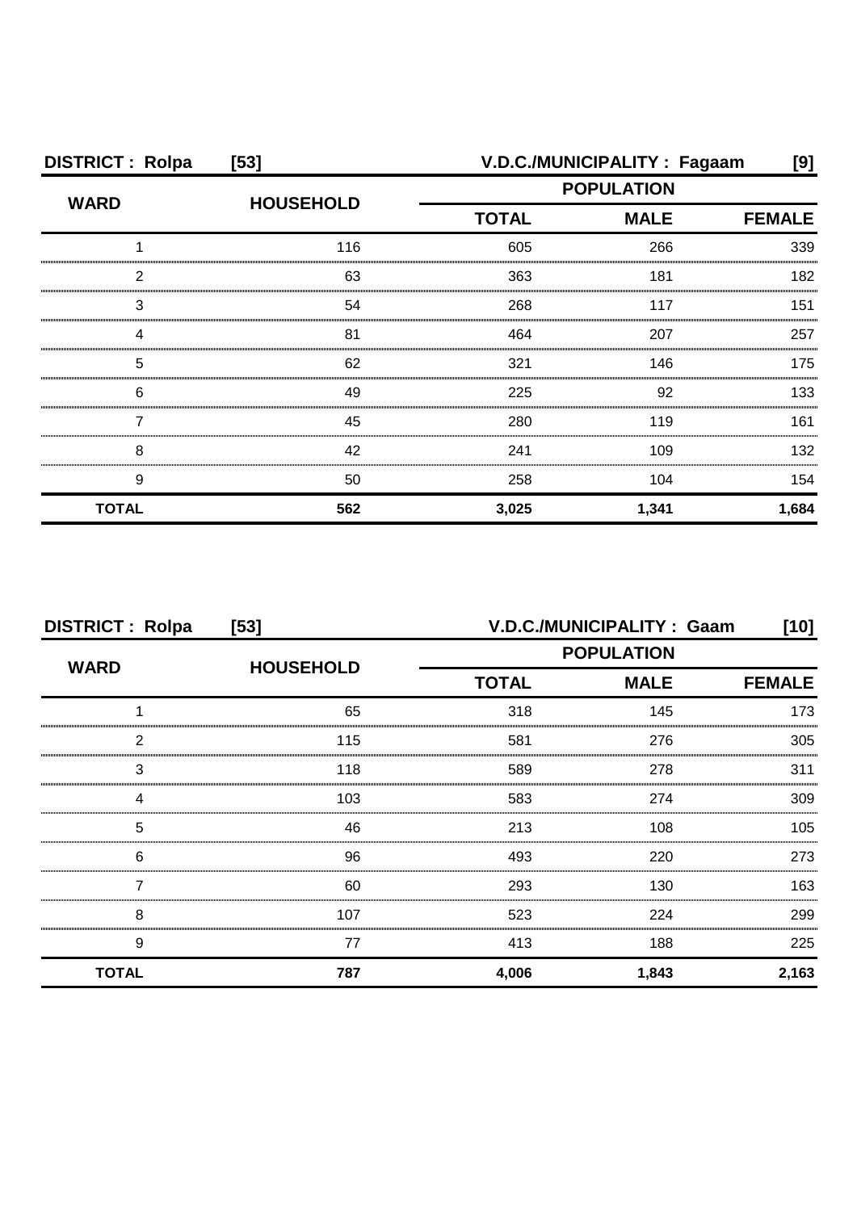**DISTRICT : Rolpa [53]** | **V.D.C./MUNICIPALITY : Fagaam [9]**

| WARD | HOUSEHOLD | POPULATION | | |
|---|---|---|---|---|
| | | TOTAL | MALE | FEMALE |
| 1 | 116 | 605 | 266 | 339 |
| 2 | 63 | 363 | 181 | 182 |
| 3 | 54 | 268 | 117 | 151 |
| 4 | 81 | 464 | 207 | 257 |
| 5 | 62 | 321 | 146 | 175 |
| 6 | 49 | 225 | 92 | 133 |
| 7 | 45 | 280 | 119 | 161 |
| 8 | 42 | 241 | 109 | 132 |
| 9 | 50 | 258 | 104 | 154 |
| **TOTAL** | **562** | **3,025** | **1,341** | **1,684** |

**DISTRICT : Rolpa [53]** | **V.D.C./MUNICIPALITY : Gaam [10]**

| WARD | HOUSEHOLD | POPULATION | | |
|---|---|---|---|---|
| | | TOTAL | MALE | FEMALE |
| 1 | 65 | 318 | 145 | 173 |
| 2 | 115 | 581 | 276 | 305 |
| 3 | 118 | 589 | 278 | 311 |
| 4 | 103 | 583 | 274 | 309 |
| 5 | 46 | 213 | 108 | 105 |
| 6 | 96 | 493 | 220 | 273 |
| 7 | 60 | 293 | 130 | 163 |
| 8 | 107 | 523 | 224 | 299 |
| 9 | 77 | 413 | 188 | 225 |
| **TOTAL** | **787** | **4,006** | **1,843** | **2,163** |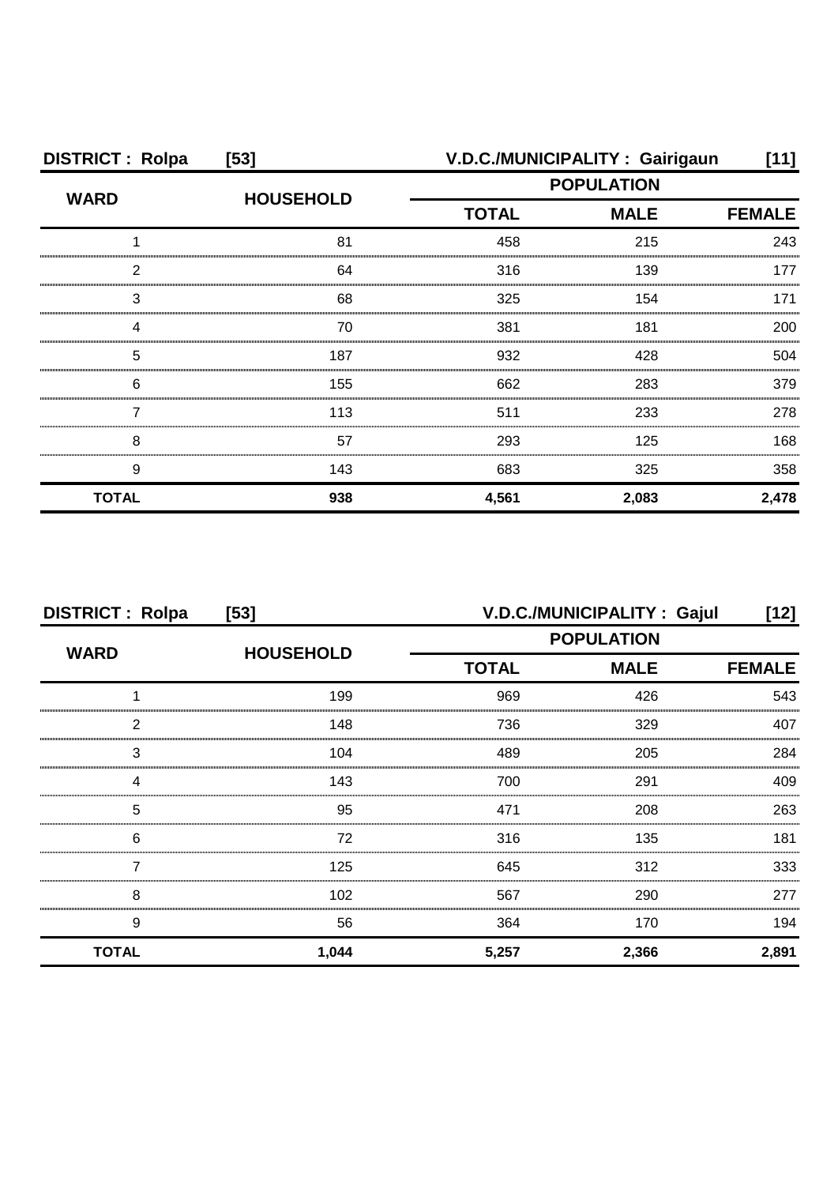**DISTRICT : Rolpa [53]** **V.D.C./MUNICIPALITY : Gairigaun [11]**

| WARD | HOUSEHOLD | POPULATION | | |
|---|---|---|---|---|
| | | TOTAL | MALE | FEMALE |
| 1 | 81 | 458 | 215 | 243 |
| 2 | 64 | 316 | 139 | 177 |
| 3 | 68 | 325 | 154 | 171 |
| 4 | 70 | 381 | 181 | 200 |
| 5 | 187 | 932 | 428 | 504 |
| 6 | 155 | 662 | 283 | 379 |
| 7 | 113 | 511 | 233 | 278 |
| 8 | 57 | 293 | 125 | 168 |
| 9 | 143 | 683 | 325 | 358 |
| **TOTAL** | **938** | **4,561** | **2,083** | **2,478** |

**DISTRICT : Rolpa [53]** **V.D.C./MUNICIPALITY : Gajul [12]**

| WARD | HOUSEHOLD | POPULATION | | |
|---|---|---|---|---|
| | | TOTAL | MALE | FEMALE |
| 1 | 199 | 969 | 426 | 543 |
| 2 | 148 | 736 | 329 | 407 |
| 3 | 104 | 489 | 205 | 284 |
| 4 | 143 | 700 | 291 | 409 |
| 5 | 95 | 471 | 208 | 263 |
| 6 | 72 | 316 | 135 | 181 |
| 7 | 125 | 645 | 312 | 333 |
| 8 | 102 | 567 | 290 | 277 |
| 9 | 56 | 364 | 170 | 194 |
| **TOTAL** | **1,044** | **5,257** | **2,366** | **2,891** |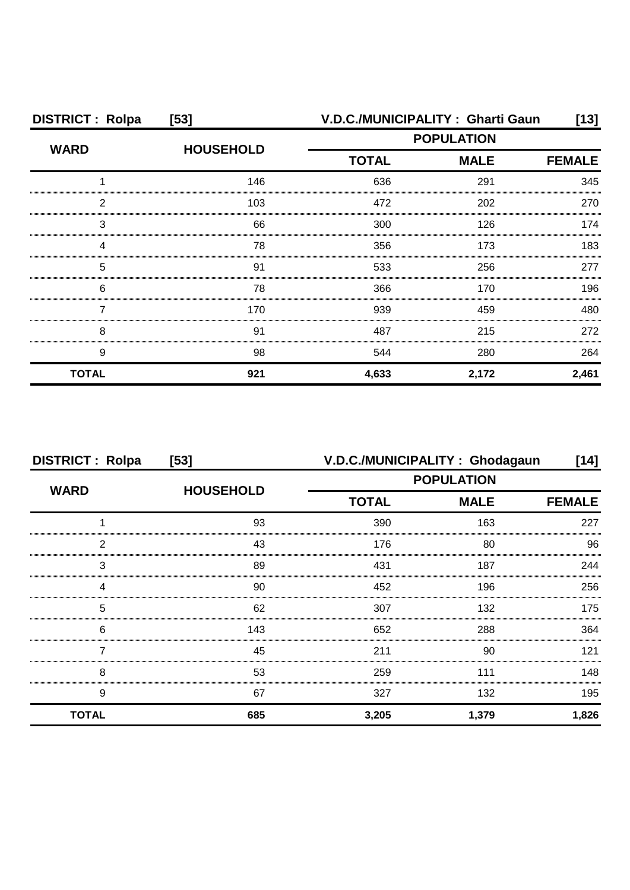**DISTRICT : Rolpa [53] V.D.C./MUNICIPALITY : Gharti Gaun [13]**

| WARD | HOUSEHOLD | POPULATION | | |
|---|---|---|---|---|
| | | TOTAL | MALE | FEMALE |
| 1 | 146 | 636 | 291 | 345 |
| 2 | 103 | 472 | 202 | 270 |
| 3 | 66 | 300 | 126 | 174 |
| 4 | 78 | 356 | 173 | 183 |
| 5 | 91 | 533 | 256 | 277 |
| 6 | 78 | 366 | 170 | 196 |
| 7 | 170 | 939 | 459 | 480 |
| 8 | 91 | 487 | 215 | 272 |
| 9 | 98 | 544 | 280 | 264 |
| **TOTAL** | **921** | **4,633** | **2,172** | **2,461** |

**DISTRICT : Rolpa [53] V.D.C./MUNICIPALITY : Ghodagaun [14]**

| WARD | HOUSEHOLD | POPULATION | | |
|---|---|---|---|---|
| | | TOTAL | MALE | FEMALE |
| 1 | 93 | 390 | 163 | 227 |
| 2 | 43 | 176 | 80 | 96 |
| 3 | 89 | 431 | 187 | 244 |
| 4 | 90 | 452 | 196 | 256 |
| 5 | 62 | 307 | 132 | 175 |
| 6 | 143 | 652 | 288 | 364 |
| 7 | 45 | 211 | 90 | 121 |
| 8 | 53 | 259 | 111 | 148 |
| 9 | 67 | 327 | 132 | 195 |
| **TOTAL** | **685** | **3,205** | **1,379** | **1,826** |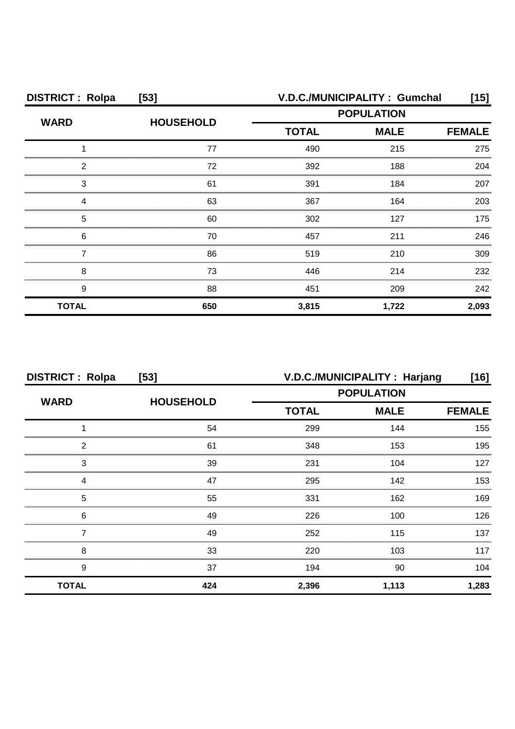**DISTRICT : Rolpa [53]** **V.D.C./MUNICIPALITY : Gumchal [15]**

| WARD | HOUSEHOLD | POPULATION | | |
|---|---|---|---|---|
| | | TOTAL | MALE | FEMALE |
| 1 | 77 | 490 | 215 | 275 |
| 2 | 72 | 392 | 188 | 204 |
| 3 | 61 | 391 | 184 | 207 |
| 4 | 63 | 367 | 164 | 203 |
| 5 | 60 | 302 | 127 | 175 |
| 6 | 70 | 457 | 211 | 246 |
| 7 | 86 | 519 | 210 | 309 |
| 8 | 73 | 446 | 214 | 232 |
| 9 | 88 | 451 | 209 | 242 |
| **TOTAL** | **650** | **3,815** | **1,722** | **2,093** |

**DISTRICT : Rolpa [53]** **V.D.C./MUNICIPALITY : Harjang [16]**

| WARD | HOUSEHOLD | POPULATION | | |
|---|---|---|---|---|
| | | TOTAL | MALE | FEMALE |
| 1 | 54 | 299 | 144 | 155 |
| 2 | 61 | 348 | 153 | 195 |
| 3 | 39 | 231 | 104 | 127 |
| 4 | 47 | 295 | 142 | 153 |
| 5 | 55 | 331 | 162 | 169 |
| 6 | 49 | 226 | 100 | 126 |
| 7 | 49 | 252 | 115 | 137 |
| 8 | 33 | 220 | 103 | 117 |
| 9 | 37 | 194 | 90 | 104 |
| **TOTAL** | **424** | **2,396** | **1,113** | **1,283** |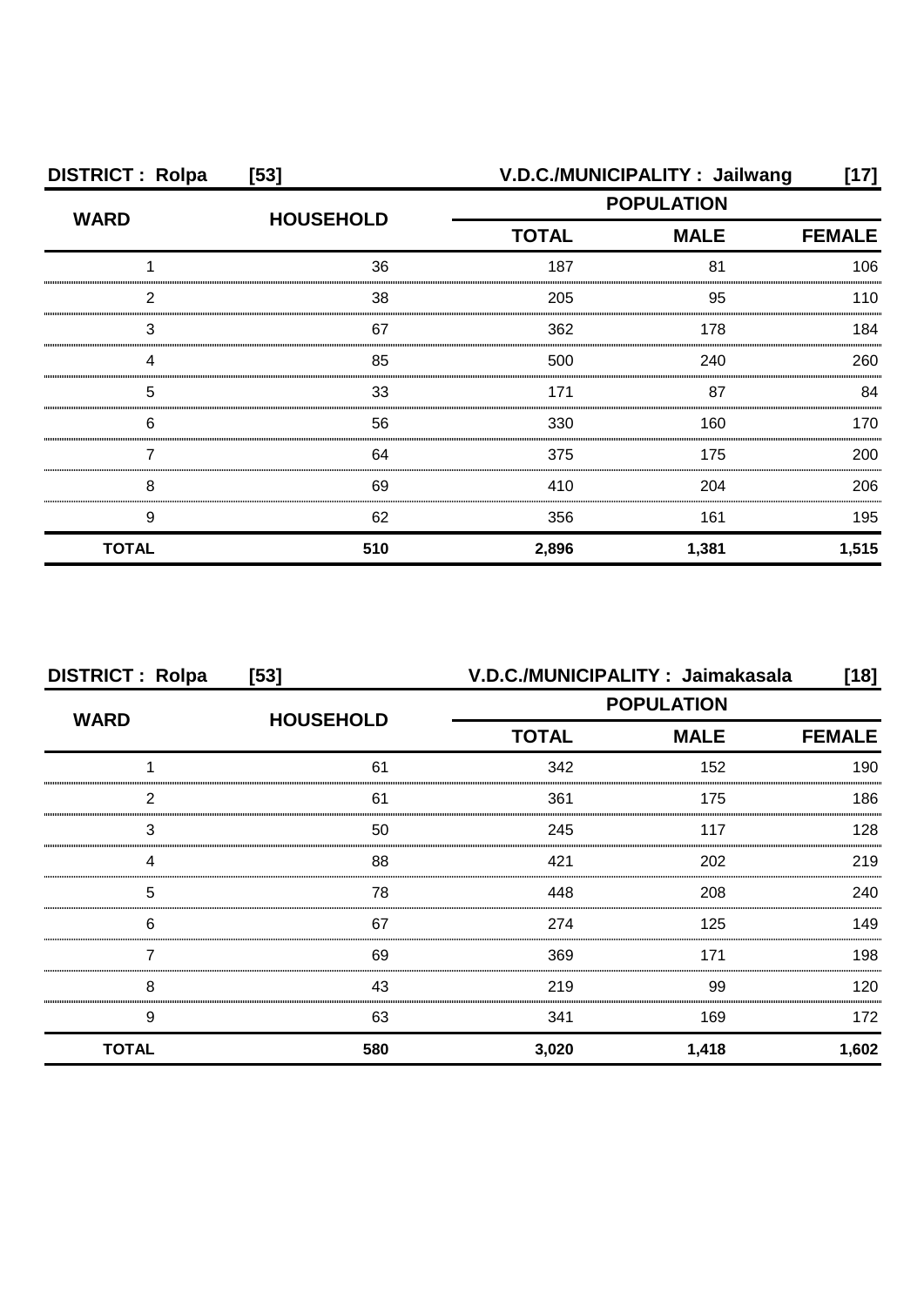| DISTRICT : Rolpa | [53] | V.D.C./MUNICIPALITY : Jailwang | | [17] |
|---|---|---|---|---|
| WARD | HOUSEHOLD | POPULATION | | |
| | | TOTAL | MALE | FEMALE |
| 1 | 36 | 187 | 81 | 106 |
| 2 | 38 | 205 | 95 | 110 |
| 3 | 67 | 362 | 178 | 184 |
| 4 | 85 | 500 | 240 | 260 |
| 5 | 33 | 171 | 87 | 84 |
| 6 | 56 | 330 | 160 | 170 |
| 7 | 64 | 375 | 175 | 200 |
| 8 | 69 | 410 | 204 | 206 |
| 9 | 62 | 356 | 161 | 195 |
| **TOTAL** | **510** | **2,896** | **1,381** | **1,515** |

| DISTRICT : Rolpa | [53] | V.D.C./MUNICIPALITY : Jaimakasala | | [18] |
|---|---|---|---|---|
| WARD | HOUSEHOLD | POPULATION | | |
| | | TOTAL | MALE | FEMALE |
| 1 | 61 | 342 | 152 | 190 |
| 2 | 61 | 361 | 175 | 186 |
| 3 | 50 | 245 | 117 | 128 |
| 4 | 88 | 421 | 202 | 219 |
| 5 | 78 | 448 | 208 | 240 |
| 6 | 67 | 274 | 125 | 149 |
| 7 | 69 | 369 | 171 | 198 |
| 8 | 43 | 219 | 99 | 120 |
| 9 | 63 | 341 | 169 | 172 |
| **TOTAL** | **580** | **3,020** | **1,418** | **1,602** |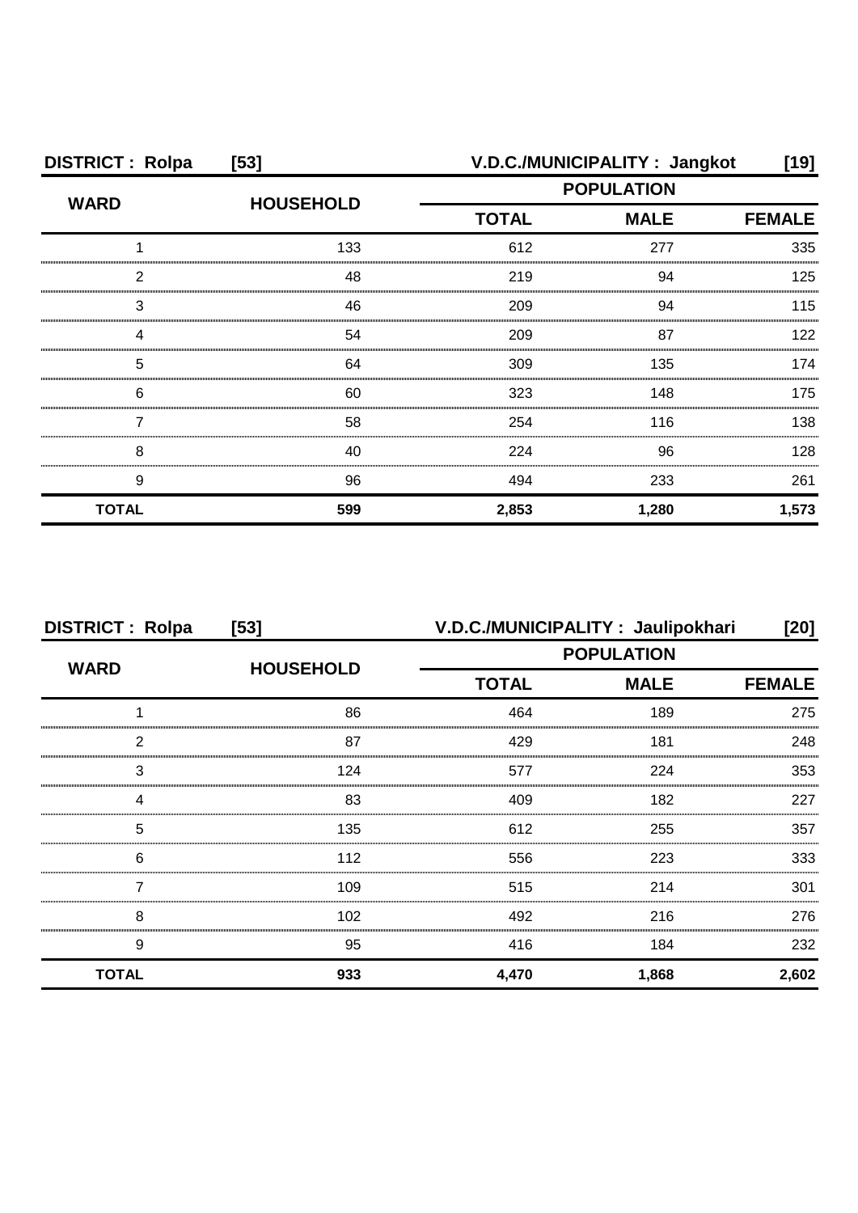| DISTRICT : Rolpa | [53] | V.D.C./MUNICIPALITY : Jangkot | | [19] |
|---|---|---|---|---|
| WARD | HOUSEHOLD | POPULATION | | |
| | | TOTAL | MALE | FEMALE |
| 1 | 133 | 612 | 277 | 335 |
| 2 | 48 | 219 | 94 | 125 |
| 3 | 46 | 209 | 94 | 115 |
| 4 | 54 | 209 | 87 | 122 |
| 5 | 64 | 309 | 135 | 174 |
| 6 | 60 | 323 | 148 | 175 |
| 7 | 58 | 254 | 116 | 138 |
| 8 | 40 | 224 | 96 | 128 |
| 9 | 96 | 494 | 233 | 261 |
| **TOTAL** | **599** | **2,853** | **1,280** | **1,573** |

| DISTRICT : Rolpa | [53] | V.D.C./MUNICIPALITY : Jaulipokhari | | [20] |
|---|---|---|---|---|
| WARD | HOUSEHOLD | POPULATION | | |
| | | TOTAL | MALE | FEMALE |
| 1 | 86 | 464 | 189 | 275 |
| 2 | 87 | 429 | 181 | 248 |
| 3 | 124 | 577 | 224 | 353 |
| 4 | 83 | 409 | 182 | 227 |
| 5 | 135 | 612 | 255 | 357 |
| 6 | 112 | 556 | 223 | 333 |
| 7 | 109 | 515 | 214 | 301 |
| 8 | 102 | 492 | 216 | 276 |
| 9 | 95 | 416 | 184 | 232 |
| **TOTAL** | **933** | **4,470** | **1,868** | **2,602** |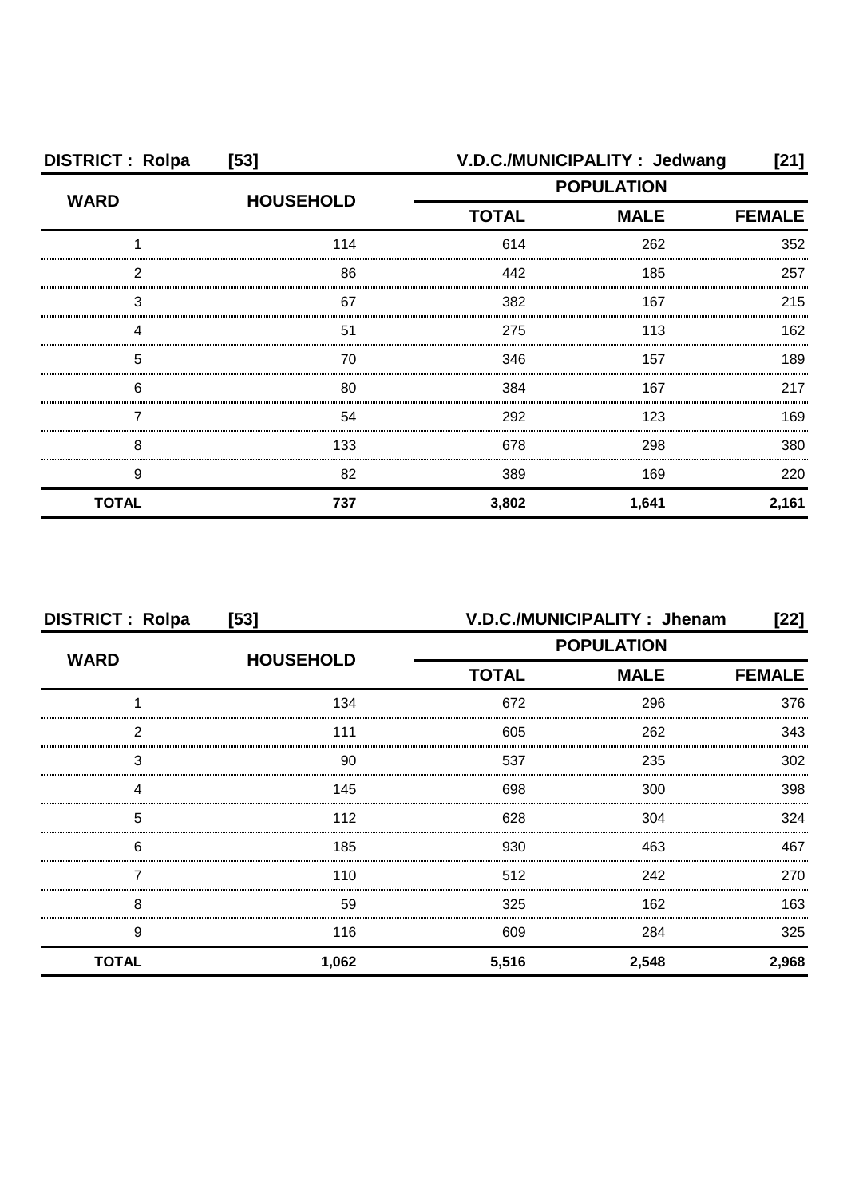**DISTRICT : Rolpa [53]** | **V.D.C./MUNICIPALITY : Jedwang [21]**

| WARD | HOUSEHOLD | POPULATION | | |
|---|---|---|---|---|
| | | TOTAL | MALE | FEMALE |
| 1 | 114 | 614 | 262 | 352 |
| 2 | 86 | 442 | 185 | 257 |
| 3 | 67 | 382 | 167 | 215 |
| 4 | 51 | 275 | 113 | 162 |
| 5 | 70 | 346 | 157 | 189 |
| 6 | 80 | 384 | 167 | 217 |
| 7 | 54 | 292 | 123 | 169 |
| 8 | 133 | 678 | 298 | 380 |
| 9 | 82 | 389 | 169 | 220 |
| **TOTAL** | **737** | **3,802** | **1,641** | **2,161** |

**DISTRICT : Rolpa [53]** | **V.D.C./MUNICIPALITY : Jhenam [22]**

| WARD | HOUSEHOLD | POPULATION | | |
|---|---|---|---|---|
| | | TOTAL | MALE | FEMALE |
| 1 | 134 | 672 | 296 | 376 |
| 2 | 111 | 605 | 262 | 343 |
| 3 | 90 | 537 | 235 | 302 |
| 4 | 145 | 698 | 300 | 398 |
| 5 | 112 | 628 | 304 | 324 |
| 6 | 185 | 930 | 463 | 467 |
| 7 | 110 | 512 | 242 | 270 |
| 8 | 59 | 325 | 162 | 163 |
| 9 | 116 | 609 | 284 | 325 |
| **TOTAL** | **1,062** | **5,516** | **2,548** | **2,968** |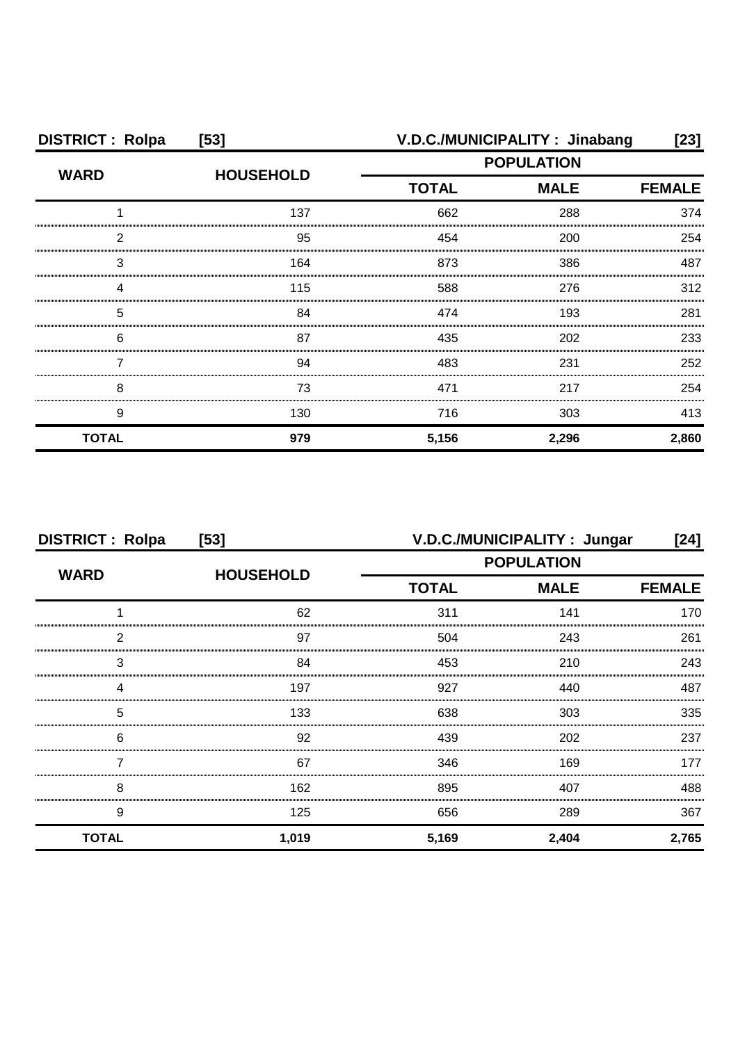**DISTRICT : Rolpa [53] V.D.C./MUNICIPALITY : Jinabang [23]**

| WARD | HOUSEHOLD | POPULATION | | |
|---|---|---|---|---|
| | | TOTAL | MALE | FEMALE |
| 1 | 137 | 662 | 288 | 374 |
| 2 | 95 | 454 | 200 | 254 |
| 3 | 164 | 873 | 386 | 487 |
| 4 | 115 | 588 | 276 | 312 |
| 5 | 84 | 474 | 193 | 281 |
| 6 | 87 | 435 | 202 | 233 |
| 7 | 94 | 483 | 231 | 252 |
| 8 | 73 | 471 | 217 | 254 |
| 9 | 130 | 716 | 303 | 413 |
| **TOTAL** | **979** | **5,156** | **2,296** | **2,860** |

**DISTRICT : Rolpa [53] V.D.C./MUNICIPALITY : Jungar [24]**

| WARD | HOUSEHOLD | POPULATION | | |
|---|---|---|---|---|
| | | TOTAL | MALE | FEMALE |
| 1 | 62 | 311 | 141 | 170 |
| 2 | 97 | 504 | 243 | 261 |
| 3 | 84 | 453 | 210 | 243 |
| 4 | 197 | 927 | 440 | 487 |
| 5 | 133 | 638 | 303 | 335 |
| 6 | 92 | 439 | 202 | 237 |
| 7 | 67 | 346 | 169 | 177 |
| 8 | 162 | 895 | 407 | 488 |
| 9 | 125 | 656 | 289 | 367 |
| **TOTAL** | **1,019** | **5,169** | **2,404** | **2,765** |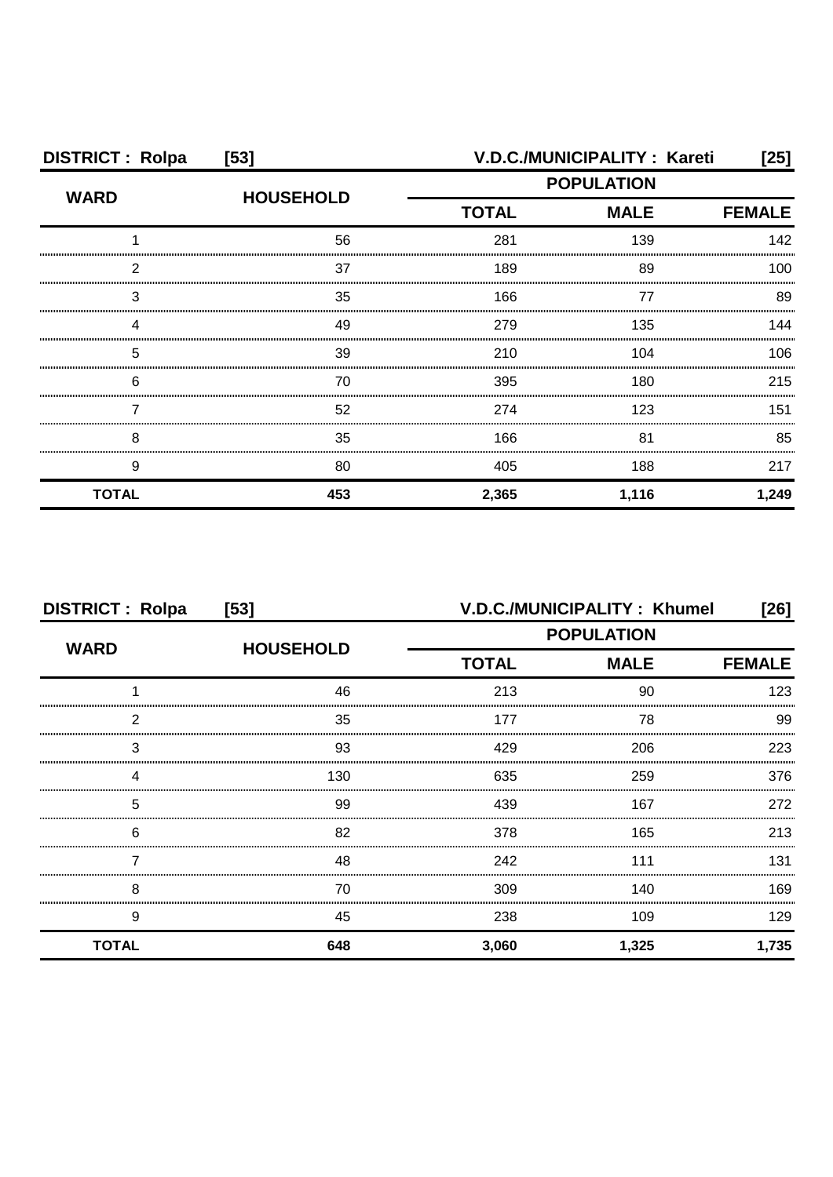**DISTRICT : Rolpa [53]** **V.D.C./MUNICIPALITY : Kareti [25]**

| WARD | HOUSEHOLD | POPULATION | | |
|---|---|---|---|---|
| | | TOTAL | MALE | FEMALE |
| 1 | 56 | 281 | 139 | 142 |
| 2 | 37 | 189 | 89 | 100 |
| 3 | 35 | 166 | 77 | 89 |
| 4 | 49 | 279 | 135 | 144 |
| 5 | 39 | 210 | 104 | 106 |
| 6 | 70 | 395 | 180 | 215 |
| 7 | 52 | 274 | 123 | 151 |
| 8 | 35 | 166 | 81 | 85 |
| 9 | 80 | 405 | 188 | 217 |
| **TOTAL** | **453** | **2,365** | **1,116** | **1,249** |

**DISTRICT : Rolpa [53]** **V.D.C./MUNICIPALITY : Khumel [26]**

| WARD | HOUSEHOLD | POPULATION | | |
|---|---|---|---|---|
| | | TOTAL | MALE | FEMALE |
| 1 | 46 | 213 | 90 | 123 |
| 2 | 35 | 177 | 78 | 99 |
| 3 | 93 | 429 | 206 | 223 |
| 4 | 130 | 635 | 259 | 376 |
| 5 | 99 | 439 | 167 | 272 |
| 6 | 82 | 378 | 165 | 213 |
| 7 | 48 | 242 | 111 | 131 |
| 8 | 70 | 309 | 140 | 169 |
| 9 | 45 | 238 | 109 | 129 |
| **TOTAL** | **648** | **3,060** | **1,325** | **1,735** |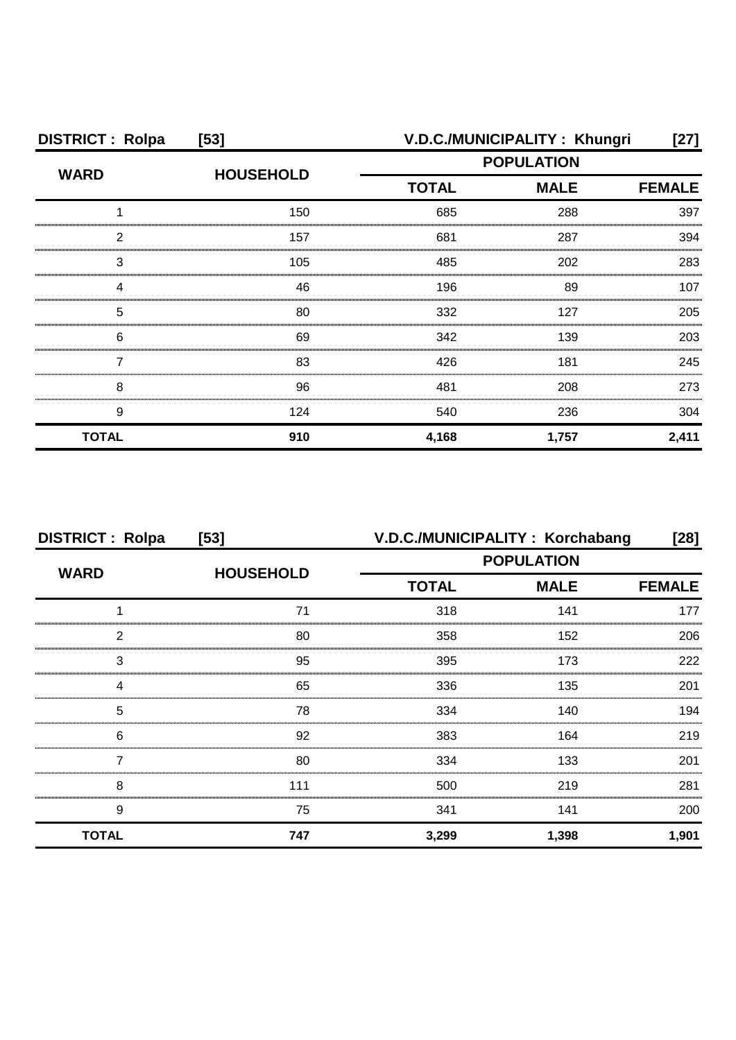**DISTRICT : Rolpa [53]** **V.D.C./MUNICIPALITY : Khungri [27]**

| WARD | HOUSEHOLD | POPULATION | | |
|---|---|---|---|---|
| | | TOTAL | MALE | FEMALE |
| 1 | 150 | 685 | 288 | 397 |
| 2 | 157 | 681 | 287 | 394 |
| 3 | 105 | 485 | 202 | 283 |
| 4 | 46 | 196 | 89 | 107 |
| 5 | 80 | 332 | 127 | 205 |
| 6 | 69 | 342 | 139 | 203 |
| 7 | 83 | 426 | 181 | 245 |
| 8 | 96 | 481 | 208 | 273 |
| 9 | 124 | 540 | 236 | 304 |
| **TOTAL** | **910** | **4,168** | **1,757** | **2,411** |

**DISTRICT : Rolpa [53]** **V.D.C./MUNICIPALITY : Korchabang [28]**

| WARD | HOUSEHOLD | POPULATION | | |
|---|---|---|---|---|
| | | TOTAL | MALE | FEMALE |
| 1 | 71 | 318 | 141 | 177 |
| 2 | 80 | 358 | 152 | 206 |
| 3 | 95 | 395 | 173 | 222 |
| 4 | 65 | 336 | 135 | 201 |
| 5 | 78 | 334 | 140 | 194 |
| 6 | 92 | 383 | 164 | 219 |
| 7 | 80 | 334 | 133 | 201 |
| 8 | 111 | 500 | 219 | 281 |
| 9 | 75 | 341 | 141 | 200 |
| **TOTAL** | **747** | **3,299** | **1,398** | **1,901** |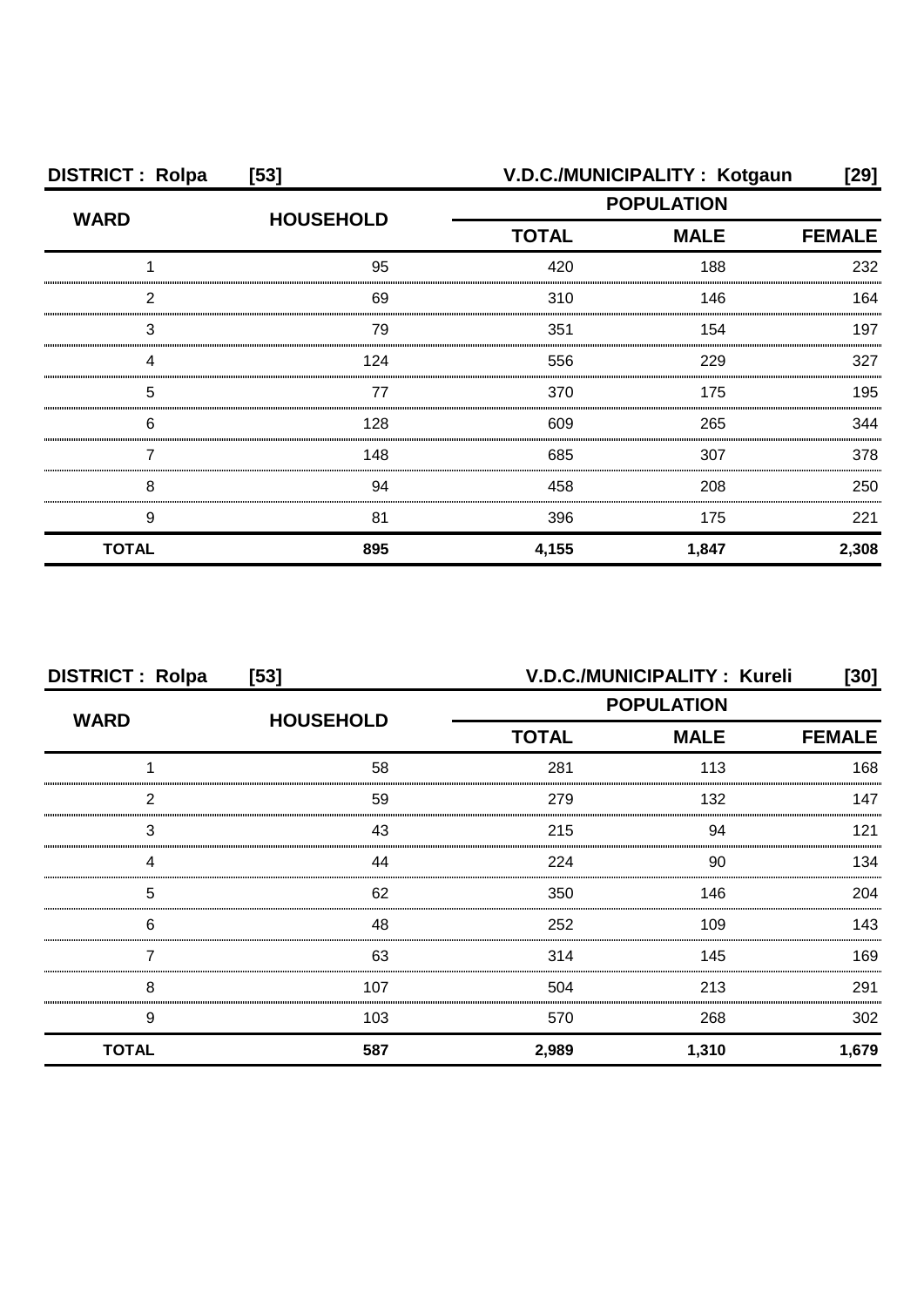**DISTRICT : Rolpa [53] V.D.C./MUNICIPALITY : Kotgaun [29]**

| WARD | HOUSEHOLD | POPULATION | | |
|---|---|---|---|---|
| | | TOTAL | MALE | FEMALE |
| 1 | 95 | 420 | 188 | 232 |
| 2 | 69 | 310 | 146 | 164 |
| 3 | 79 | 351 | 154 | 197 |
| 4 | 124 | 556 | 229 | 327 |
| 5 | 77 | 370 | 175 | 195 |
| 6 | 128 | 609 | 265 | 344 |
| 7 | 148 | 685 | 307 | 378 |
| 8 | 94 | 458 | 208 | 250 |
| 9 | 81 | 396 | 175 | 221 |
| **TOTAL** | **895** | **4,155** | **1,847** | **2,308** |

**DISTRICT : Rolpa [53] V.D.C./MUNICIPALITY : Kureli [30]**

| WARD | HOUSEHOLD | POPULATION | | |
|---|---|---|---|---|
| | | TOTAL | MALE | FEMALE |
| 1 | 58 | 281 | 113 | 168 |
| 2 | 59 | 279 | 132 | 147 |
| 3 | 43 | 215 | 94 | 121 |
| 4 | 44 | 224 | 90 | 134 |
| 5 | 62 | 350 | 146 | 204 |
| 6 | 48 | 252 | 109 | 143 |
| 7 | 63 | 314 | 145 | 169 |
| 8 | 107 | 504 | 213 | 291 |
| 9 | 103 | 570 | 268 | 302 |
| **TOTAL** | **587** | **2,989** | **1,310** | **1,679** |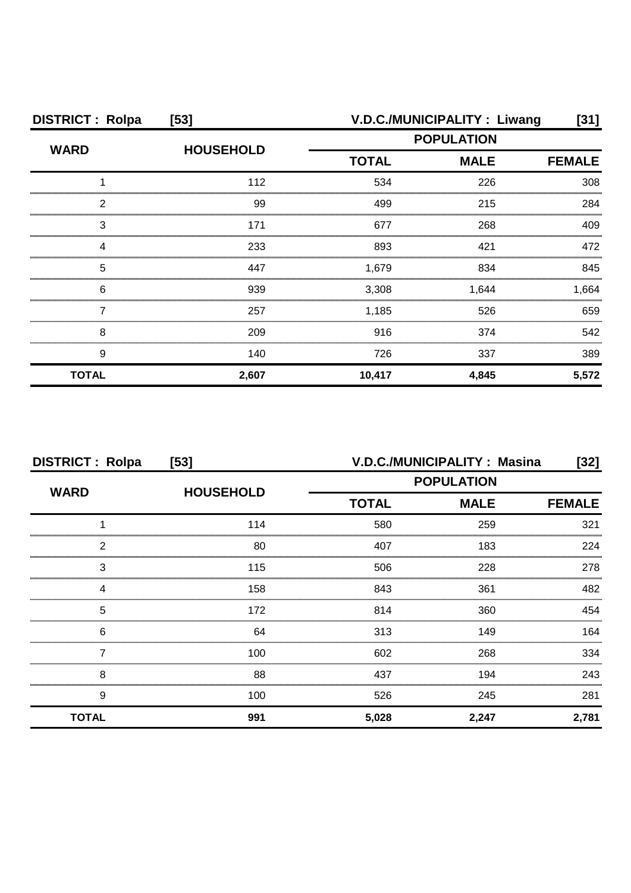**DISTRICT : Rolpa [53]** **V.D.C./MUNICIPALITY : Liwang [31]**

| WARD | HOUSEHOLD | POPULATION | | |
|---|---|---|---|---|
| | | TOTAL | MALE | FEMALE |
| 1 | 112 | 534 | 226 | 308 |
| 2 | 99 | 499 | 215 | 284 |
| 3 | 171 | 677 | 268 | 409 |
| 4 | 233 | 893 | 421 | 472 |
| 5 | 447 | 1,679 | 834 | 845 |
| 6 | 939 | 3,308 | 1,644 | 1,664 |
| 7 | 257 | 1,185 | 526 | 659 |
| 8 | 209 | 916 | 374 | 542 |
| 9 | 140 | 726 | 337 | 389 |
| **TOTAL** | **2,607** | **10,417** | **4,845** | **5,572** |

**DISTRICT : Rolpa [53]** **V.D.C./MUNICIPALITY : Masina [32]**

| WARD | HOUSEHOLD | POPULATION | | |
|---|---|---|---|---|
| | | TOTAL | MALE | FEMALE |
| 1 | 114 | 580 | 259 | 321 |
| 2 | 80 | 407 | 183 | 224 |
| 3 | 115 | 506 | 228 | 278 |
| 4 | 158 | 843 | 361 | 482 |
| 5 | 172 | 814 | 360 | 454 |
| 6 | 64 | 313 | 149 | 164 |
| 7 | 100 | 602 | 268 | 334 |
| 8 | 88 | 437 | 194 | 243 |
| 9 | 100 | 526 | 245 | 281 |
| **TOTAL** | **991** | **5,028** | **2,247** | **2,781** |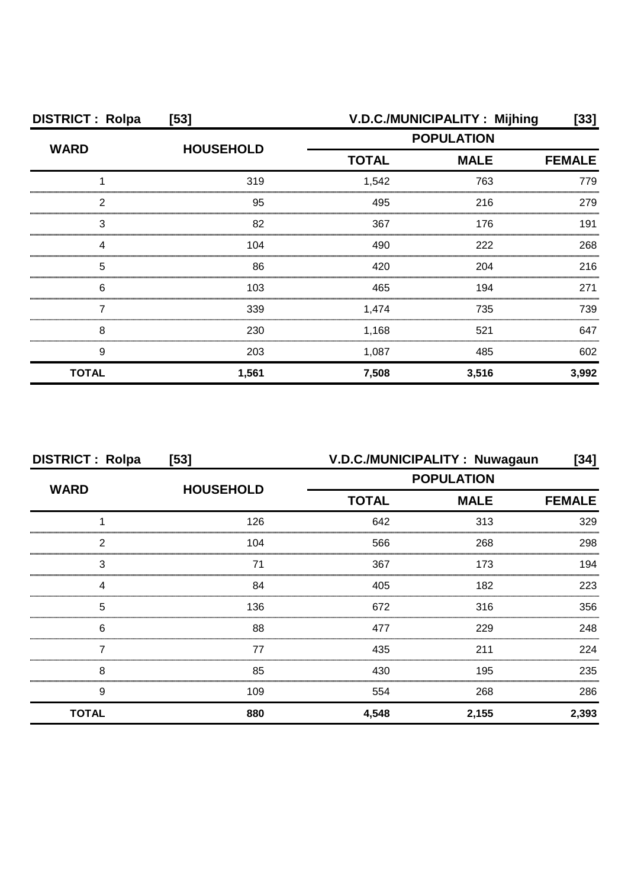**DISTRICT : Rolpa [53]** **V.D.C./MUNICIPALITY : Mijhing [33]**

| WARD | HOUSEHOLD | POPULATION | | |
|---|---|---|---|---|
| | | TOTAL | MALE | FEMALE |
| 1 | 319 | 1,542 | 763 | 779 |
| 2 | 95 | 495 | 216 | 279 |
| 3 | 82 | 367 | 176 | 191 |
| 4 | 104 | 490 | 222 | 268 |
| 5 | 86 | 420 | 204 | 216 |
| 6 | 103 | 465 | 194 | 271 |
| 7 | 339 | 1,474 | 735 | 739 |
| 8 | 230 | 1,168 | 521 | 647 |
| 9 | 203 | 1,087 | 485 | 602 |
| **TOTAL** | **1,561** | **7,508** | **3,516** | **3,992** |

**DISTRICT : Rolpa [53]** **V.D.C./MUNICIPALITY : Nuwagaun [34]**

| WARD | HOUSEHOLD | POPULATION | | |
|---|---|---|---|---|
| | | TOTAL | MALE | FEMALE |
| 1 | 126 | 642 | 313 | 329 |
| 2 | 104 | 566 | 268 | 298 |
| 3 | 71 | 367 | 173 | 194 |
| 4 | 84 | 405 | 182 | 223 |
| 5 | 136 | 672 | 316 | 356 |
| 6 | 88 | 477 | 229 | 248 |
| 7 | 77 | 435 | 211 | 224 |
| 8 | 85 | 430 | 195 | 235 |
| 9 | 109 | 554 | 268 | 286 |
| **TOTAL** | **880** | **4,548** | **2,155** | **2,393** |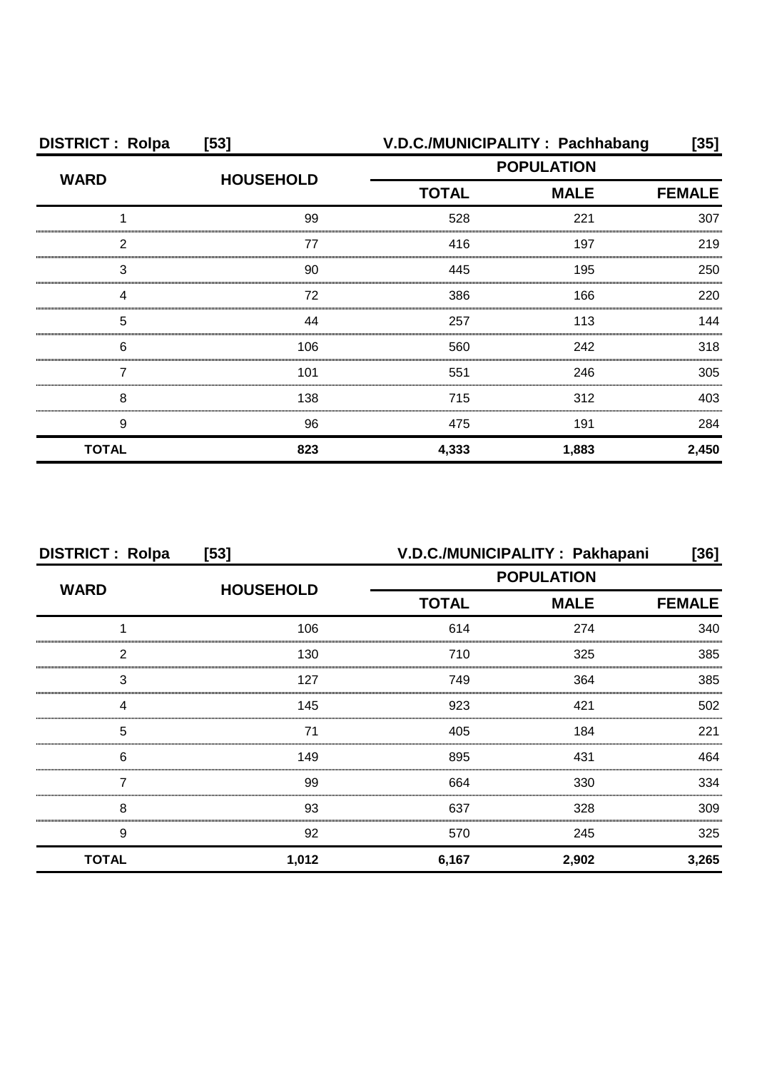**DISTRICT : Rolpa [53]** **V.D.C./MUNICIPALITY : Pachhabang [35]**

| WARD | HOUSEHOLD | POPULATION | | |
|---|---|---|---|---|
| | | TOTAL | MALE | FEMALE |
| 1 | 99 | 528 | 221 | 307 |
| 2 | 77 | 416 | 197 | 219 |
| 3 | 90 | 445 | 195 | 250 |
| 4 | 72 | 386 | 166 | 220 |
| 5 | 44 | 257 | 113 | 144 |
| 6 | 106 | 560 | 242 | 318 |
| 7 | 101 | 551 | 246 | 305 |
| 8 | 138 | 715 | 312 | 403 |
| 9 | 96 | 475 | 191 | 284 |
| **TOTAL** | **823** | **4,333** | **1,883** | **2,450** |

**DISTRICT : Rolpa [53]** **V.D.C./MUNICIPALITY : Pakhapani [36]**

| WARD | HOUSEHOLD | POPULATION | | |
|---|---|---|---|---|
| | | TOTAL | MALE | FEMALE |
| 1 | 106 | 614 | 274 | 340 |
| 2 | 130 | 710 | 325 | 385 |
| 3 | 127 | 749 | 364 | 385 |
| 4 | 145 | 923 | 421 | 502 |
| 5 | 71 | 405 | 184 | 221 |
| 6 | 149 | 895 | 431 | 464 |
| 7 | 99 | 664 | 330 | 334 |
| 8 | 93 | 637 | 328 | 309 |
| 9 | 92 | 570 | 245 | 325 |
| **TOTAL** | **1,012** | **6,167** | **2,902** | **3,265** |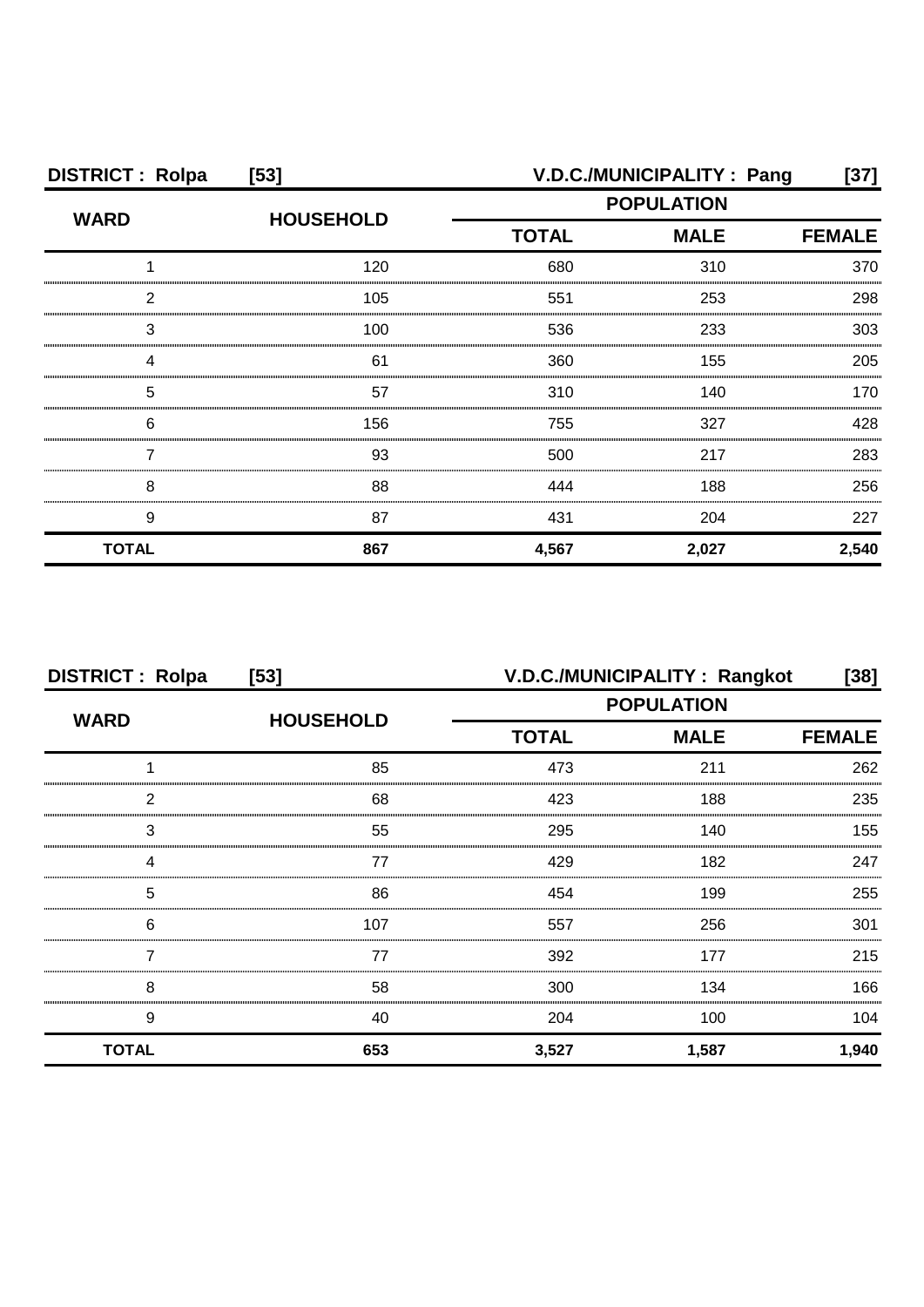**DISTRICT : Rolpa [53]** **V.D.C./MUNICIPALITY : Pang [37]**

| WARD | HOUSEHOLD | POPULATION | | |
|---|---|---|---|---|
| | | TOTAL | MALE | FEMALE |
| 1 | 120 | 680 | 310 | 370 |
| 2 | 105 | 551 | 253 | 298 |
| 3 | 100 | 536 | 233 | 303 |
| 4 | 61 | 360 | 155 | 205 |
| 5 | 57 | 310 | 140 | 170 |
| 6 | 156 | 755 | 327 | 428 |
| 7 | 93 | 500 | 217 | 283 |
| 8 | 88 | 444 | 188 | 256 |
| 9 | 87 | 431 | 204 | 227 |
| **TOTAL** | **867** | **4,567** | **2,027** | **2,540** |

**DISTRICT : Rolpa [53]** **V.D.C./MUNICIPALITY : Rangkot [38]**

| WARD | HOUSEHOLD | POPULATION | | |
|---|---|---|---|---|
| | | TOTAL | MALE | FEMALE |
| 1 | 85 | 473 | 211 | 262 |
| 2 | 68 | 423 | 188 | 235 |
| 3 | 55 | 295 | 140 | 155 |
| 4 | 77 | 429 | 182 | 247 |
| 5 | 86 | 454 | 199 | 255 |
| 6 | 107 | 557 | 256 | 301 |
| 7 | 77 | 392 | 177 | 215 |
| 8 | 58 | 300 | 134 | 166 |
| 9 | 40 | 204 | 100 | 104 |
| **TOTAL** | **653** | **3,527** | **1,587** | **1,940** |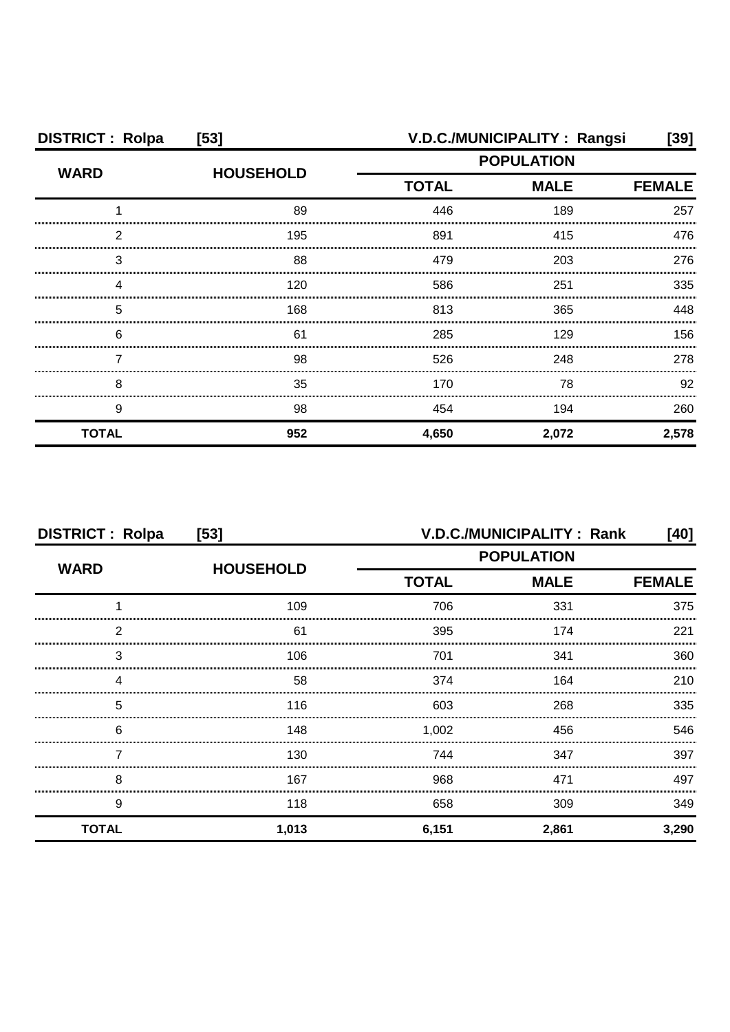**DISTRICT : Rolpa [53] V.D.C./MUNICIPALITY : Rangsi [39]**

| WARD | HOUSEHOLD | POPULATION | | |
|---|---|---|---|---|
| | | TOTAL | MALE | FEMALE |
| 1 | 89 | 446 | 189 | 257 |
| 2 | 195 | 891 | 415 | 476 |
| 3 | 88 | 479 | 203 | 276 |
| 4 | 120 | 586 | 251 | 335 |
| 5 | 168 | 813 | 365 | 448 |
| 6 | 61 | 285 | 129 | 156 |
| 7 | 98 | 526 | 248 | 278 |
| 8 | 35 | 170 | 78 | 92 |
| 9 | 98 | 454 | 194 | 260 |
| **TOTAL** | **952** | **4,650** | **2,072** | **2,578** |

**DISTRICT : Rolpa [53] V.D.C./MUNICIPALITY : Rank [40]**

| WARD | HOUSEHOLD | POPULATION | | |
|---|---|---|---|---|
| | | TOTAL | MALE | FEMALE |
| 1 | 109 | 706 | 331 | 375 |
| 2 | 61 | 395 | 174 | 221 |
| 3 | 106 | 701 | 341 | 360 |
| 4 | 58 | 374 | 164 | 210 |
| 5 | 116 | 603 | 268 | 335 |
| 6 | 148 | 1,002 | 456 | 546 |
| 7 | 130 | 744 | 347 | 397 |
| 8 | 167 | 968 | 471 | 497 |
| 9 | 118 | 658 | 309 | 349 |
| **TOTAL** | **1,013** | **6,151** | **2,861** | **3,290** |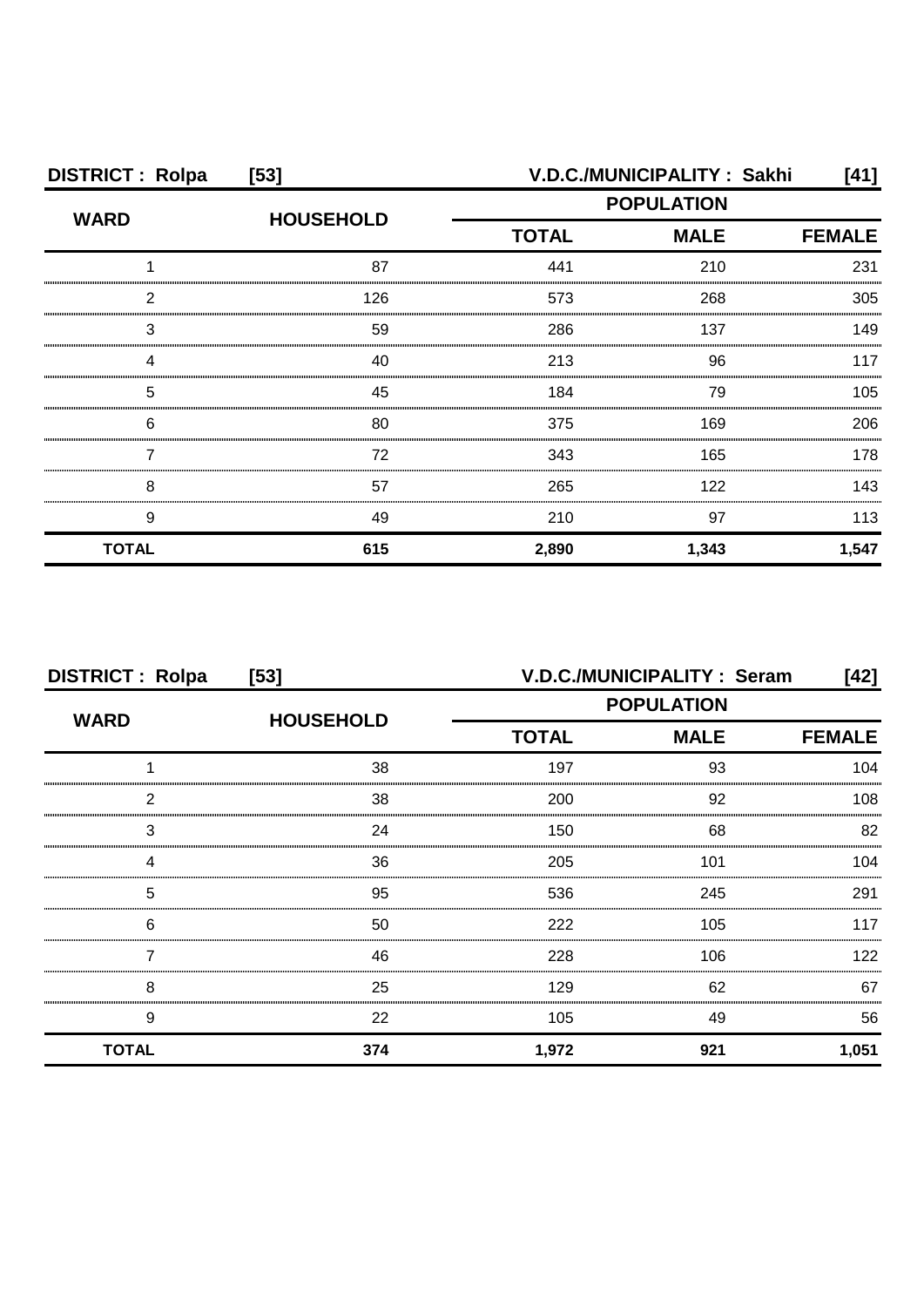**DISTRICT : Rolpa [53]** **V.D.C./MUNICIPALITY : Sakhi [41]**

| WARD | HOUSEHOLD | POPULATION | | |
|---|---|---|---|---|
| | | TOTAL | MALE | FEMALE |
| 1 | 87 | 441 | 210 | 231 |
| 2 | 126 | 573 | 268 | 305 |
| 3 | 59 | 286 | 137 | 149 |
| 4 | 40 | 213 | 96 | 117 |
| 5 | 45 | 184 | 79 | 105 |
| 6 | 80 | 375 | 169 | 206 |
| 7 | 72 | 343 | 165 | 178 |
| 8 | 57 | 265 | 122 | 143 |
| 9 | 49 | 210 | 97 | 113 |
| **TOTAL** | **615** | **2,890** | **1,343** | **1,547** |

**DISTRICT : Rolpa [53]** **V.D.C./MUNICIPALITY : Seram [42]**

| WARD | HOUSEHOLD | POPULATION | | |
|---|---|---|---|---|
| | | TOTAL | MALE | FEMALE |
| 1 | 38 | 197 | 93 | 104 |
| 2 | 38 | 200 | 92 | 108 |
| 3 | 24 | 150 | 68 | 82 |
| 4 | 36 | 205 | 101 | 104 |
| 5 | 95 | 536 | 245 | 291 |
| 6 | 50 | 222 | 105 | 117 |
| 7 | 46 | 228 | 106 | 122 |
| 8 | 25 | 129 | 62 | 67 |
| 9 | 22 | 105 | 49 | 56 |
| **TOTAL** | **374** | **1,972** | **921** | **1,051** |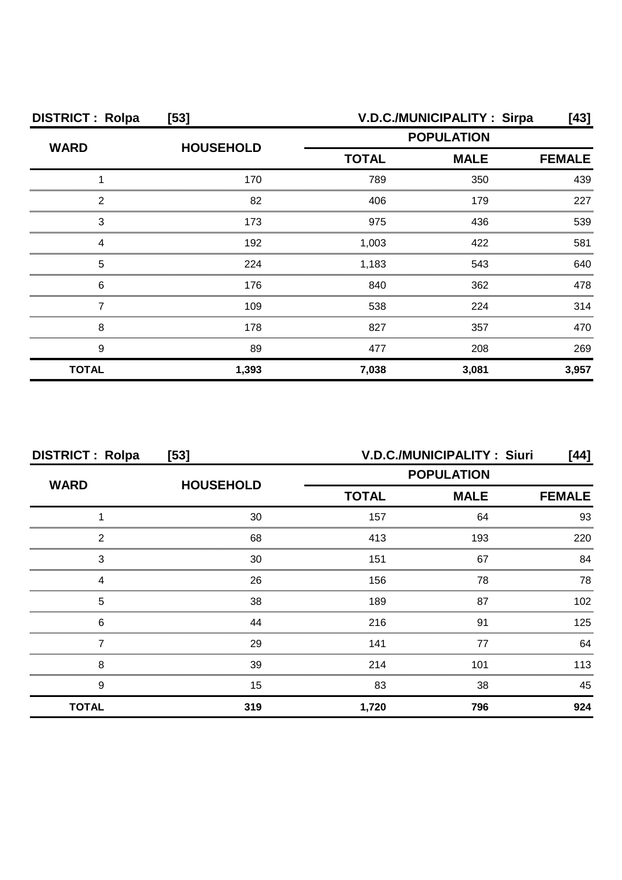**DISTRICT : Rolpa [53]** **V.D.C./MUNICIPALITY : Sirpa [43]**

| WARD | HOUSEHOLD | POPULATION | | |
|---|---|---|---|---|
| | | TOTAL | MALE | FEMALE |
| 1 | 170 | 789 | 350 | 439 |
| 2 | 82 | 406 | 179 | 227 |
| 3 | 173 | 975 | 436 | 539 |
| 4 | 192 | 1,003 | 422 | 581 |
| 5 | 224 | 1,183 | 543 | 640 |
| 6 | 176 | 840 | 362 | 478 |
| 7 | 109 | 538 | 224 | 314 |
| 8 | 178 | 827 | 357 | 470 |
| 9 | 89 | 477 | 208 | 269 |
| **TOTAL** | **1,393** | **7,038** | **3,081** | **3,957** |

**DISTRICT : Rolpa [53]** **V.D.C./MUNICIPALITY : Siuri [44]**

| WARD | HOUSEHOLD | POPULATION | | |
|---|---|---|---|---|
| | | TOTAL | MALE | FEMALE |
| 1 | 30 | 157 | 64 | 93 |
| 2 | 68 | 413 | 193 | 220 |
| 3 | 30 | 151 | 67 | 84 |
| 4 | 26 | 156 | 78 | 78 |
| 5 | 38 | 189 | 87 | 102 |
| 6 | 44 | 216 | 91 | 125 |
| 7 | 29 | 141 | 77 | 64 |
| 8 | 39 | 214 | 101 | 113 |
| 9 | 15 | 83 | 38 | 45 |
| **TOTAL** | **319** | **1,720** | **796** | **924** |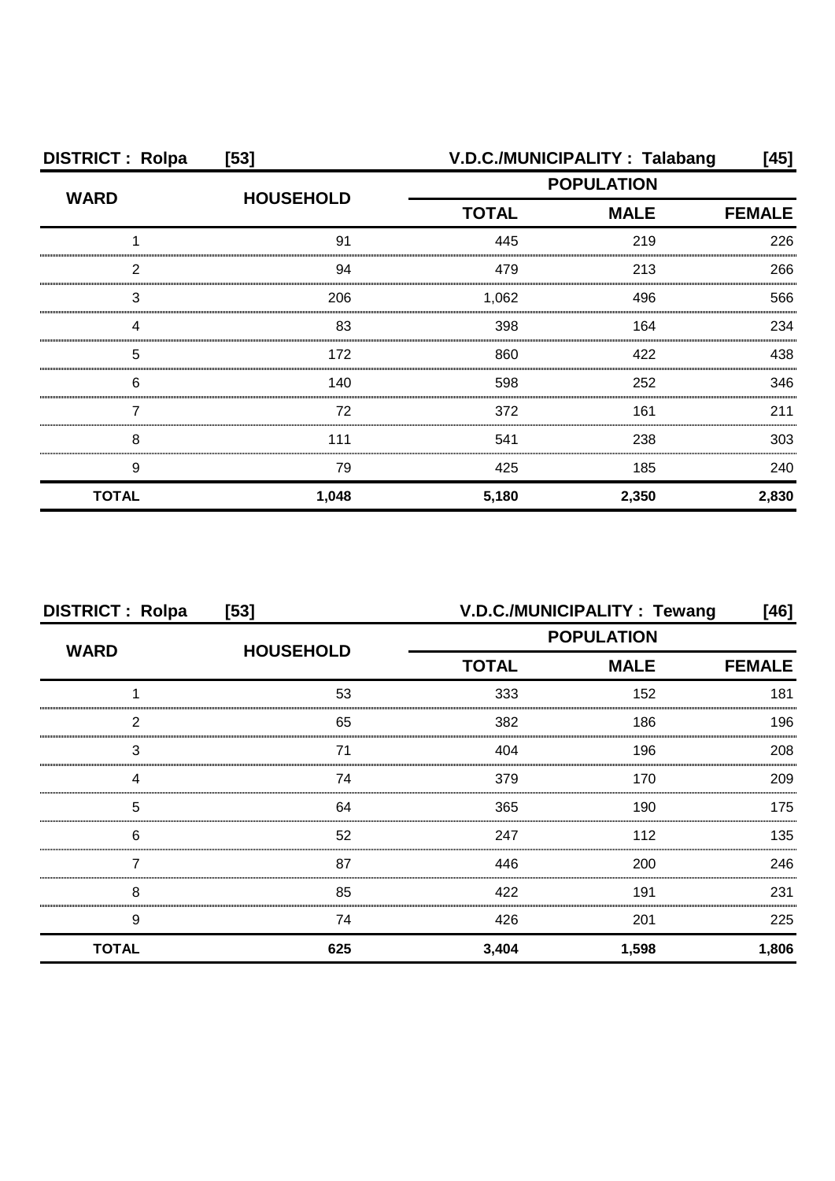**DISTRICT : Rolpa [53] V.D.C./MUNICIPALITY : Talabang [45]**

| WARD | HOUSEHOLD | POPULATION | | |
|---|---|---|---|---|
| | | TOTAL | MALE | FEMALE |
| 1 | 91 | 445 | 219 | 226 |
| 2 | 94 | 479 | 213 | 266 |
| 3 | 206 | 1,062 | 496 | 566 |
| 4 | 83 | 398 | 164 | 234 |
| 5 | 172 | 860 | 422 | 438 |
| 6 | 140 | 598 | 252 | 346 |
| 7 | 72 | 372 | 161 | 211 |
| 8 | 111 | 541 | 238 | 303 |
| 9 | 79 | 425 | 185 | 240 |
| **TOTAL** | **1,048** | **5,180** | **2,350** | **2,830** |

**DISTRICT : Rolpa [53] V.D.C./MUNICIPALITY : Tewang [46]**

| WARD | HOUSEHOLD | POPULATION | | |
|---|---|---|---|---|
| | | TOTAL | MALE | FEMALE |
| 1 | 53 | 333 | 152 | 181 |
| 2 | 65 | 382 | 186 | 196 |
| 3 | 71 | 404 | 196 | 208 |
| 4 | 74 | 379 | 170 | 209 |
| 5 | 64 | 365 | 190 | 175 |
| 6 | 52 | 247 | 112 | 135 |
| 7 | 87 | 446 | 200 | 246 |
| 8 | 85 | 422 | 191 | 231 |
| 9 | 74 | 426 | 201 | 225 |
| **TOTAL** | **625** | **3,404** | **1,598** | **1,806** |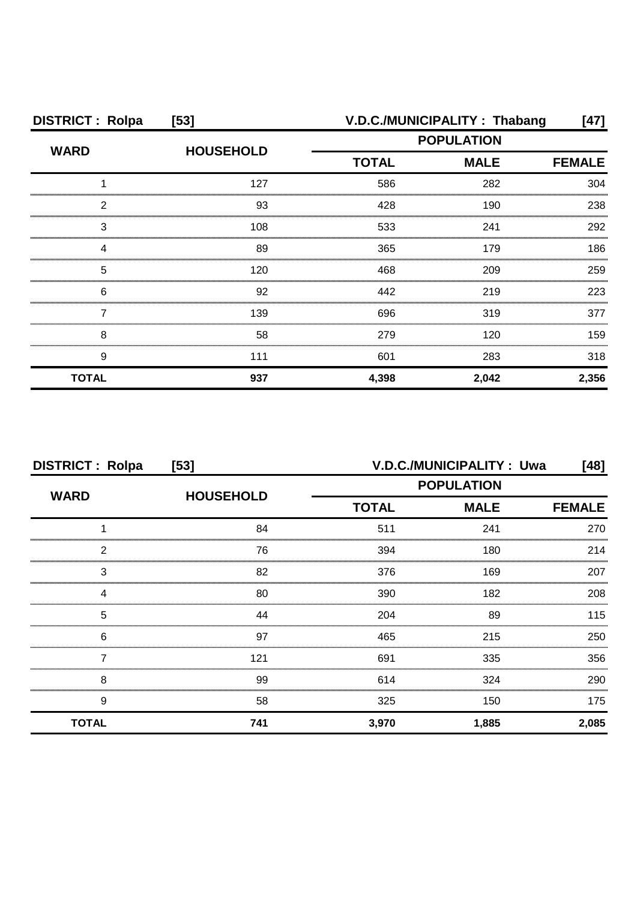**DISTRICT : Rolpa [53]** **V.D.C./MUNICIPALITY : Thabang [47]**

| WARD | HOUSEHOLD | POPULATION | | |
|---|---|---|---|---|
| | | TOTAL | MALE | FEMALE |
| 1 | 127 | 586 | 282 | 304 |
| 2 | 93 | 428 | 190 | 238 |
| 3 | 108 | 533 | 241 | 292 |
| 4 | 89 | 365 | 179 | 186 |
| 5 | 120 | 468 | 209 | 259 |
| 6 | 92 | 442 | 219 | 223 |
| 7 | 139 | 696 | 319 | 377 |
| 8 | 58 | 279 | 120 | 159 |
| 9 | 111 | 601 | 283 | 318 |
| **TOTAL** | **937** | **4,398** | **2,042** | **2,356** |

**DISTRICT : Rolpa [53]** **V.D.C./MUNICIPALITY : Uwa [48]**

| WARD | HOUSEHOLD | POPULATION | | |
|---|---|---|---|---|
| | | TOTAL | MALE | FEMALE |
| 1 | 84 | 511 | 241 | 270 |
| 2 | 76 | 394 | 180 | 214 |
| 3 | 82 | 376 | 169 | 207 |
| 4 | 80 | 390 | 182 | 208 |
| 5 | 44 | 204 | 89 | 115 |
| 6 | 97 | 465 | 215 | 250 |
| 7 | 121 | 691 | 335 | 356 |
| 8 | 99 | 614 | 324 | 290 |
| 9 | 58 | 325 | 150 | 175 |
| **TOTAL** | **741** | **3,970** | **1,885** | **2,085** |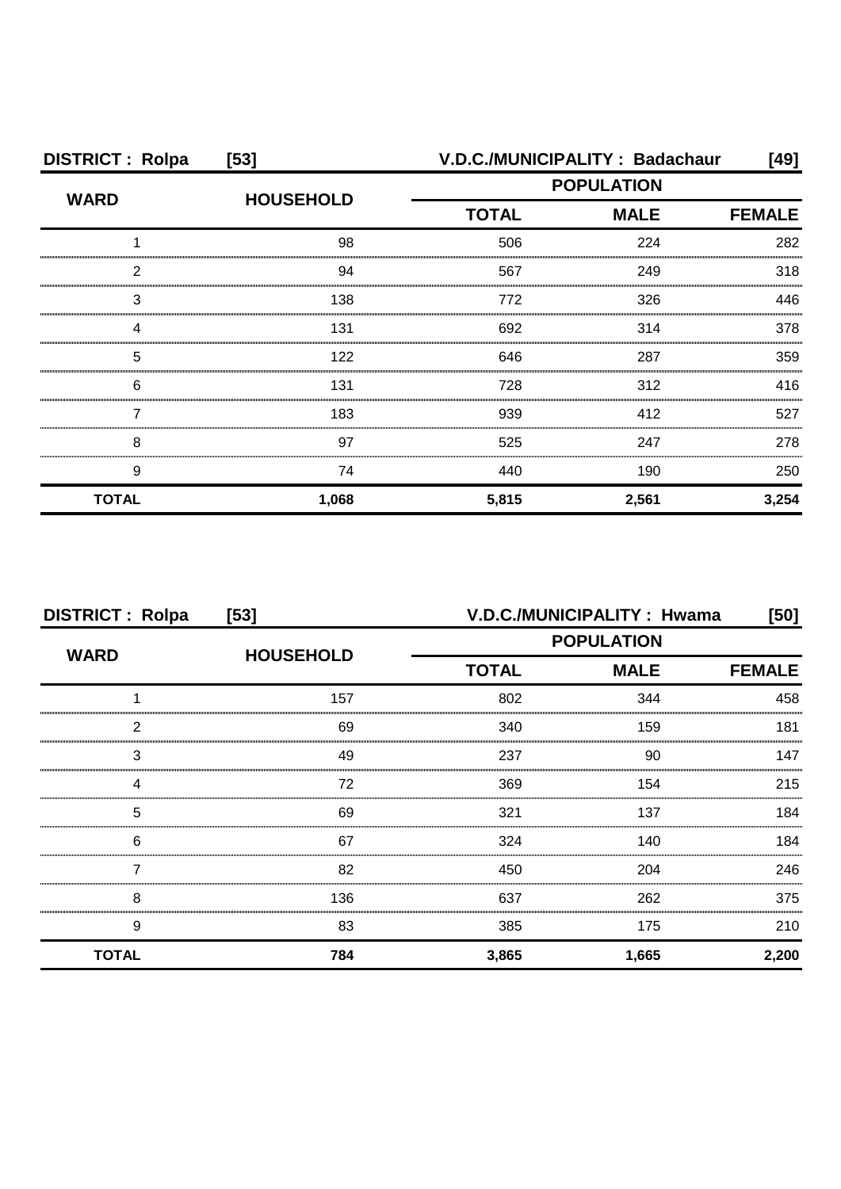| DISTRICT : Rolpa [53] | | V.D.C./MUNICIPALITY : Badachaur [49] | | |
|---|---|---|---|---|
| WARD | HOUSEHOLD | POPULATION | | |
| | | TOTAL | MALE | FEMALE |
| 1 | 98 | 506 | 224 | 282 |
| 2 | 94 | 567 | 249 | 318 |
| 3 | 138 | 772 | 326 | 446 |
| 4 | 131 | 692 | 314 | 378 |
| 5 | 122 | 646 | 287 | 359 |
| 6 | 131 | 728 | 312 | 416 |
| 7 | 183 | 939 | 412 | 527 |
| 8 | 97 | 525 | 247 | 278 |
| 9 | 74 | 440 | 190 | 250 |
| **TOTAL** | **1,068** | **5,815** | **2,561** | **3,254** |

| DISTRICT : Rolpa [53] | | V.D.C./MUNICIPALITY : Hwama [50] | | |
|---|---|---|---|---|
| WARD | HOUSEHOLD | POPULATION | | |
| | | TOTAL | MALE | FEMALE |
| 1 | 157 | 802 | 344 | 458 |
| 2 | 69 | 340 | 159 | 181 |
| 3 | 49 | 237 | 90 | 147 |
| 4 | 72 | 369 | 154 | 215 |
| 5 | 69 | 321 | 137 | 184 |
| 6 | 67 | 324 | 140 | 184 |
| 7 | 82 | 450 | 204 | 246 |
| 8 | 136 | 637 | 262 | 375 |
| 9 | 83 | 385 | 175 | 210 |
| **TOTAL** | **784** | **3,865** | **1,665** | **2,200** |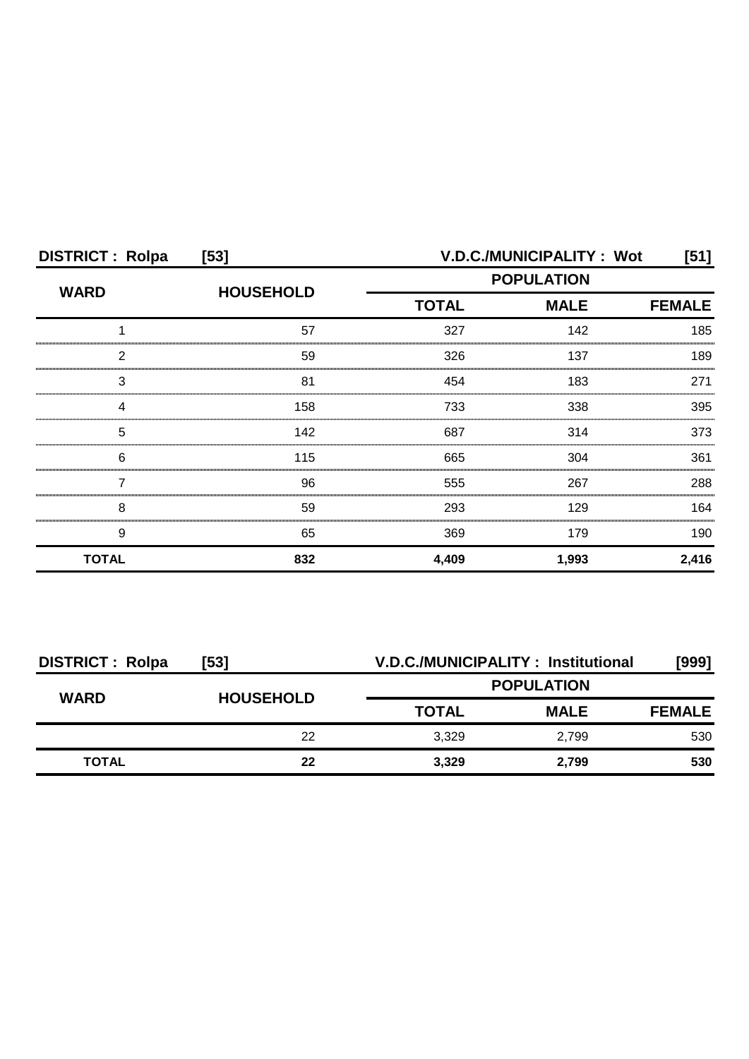**DISTRICT : Rolpa [53]** **V.D.C./MUNICIPALITY : Wot [51]**

| WARD | HOUSEHOLD | POPULATION | | |
|---|---|---|---|---|
| | | TOTAL | MALE | FEMALE |
| 1 | 57 | 327 | 142 | 185 |
| 2 | 59 | 326 | 137 | 189 |
| 3 | 81 | 454 | 183 | 271 |
| 4 | 158 | 733 | 338 | 395 |
| 5 | 142 | 687 | 314 | 373 |
| 6 | 115 | 665 | 304 | 361 |
| 7 | 96 | 555 | 267 | 288 |
| 8 | 59 | 293 | 129 | 164 |
| 9 | 65 | 369 | 179 | 190 |
| **TOTAL** | **832** | **4,409** | **1,993** | **2,416** |

**DISTRICT : Rolpa [53]** **V.D.C./MUNICIPALITY : Institutional [999]**

| WARD | HOUSEHOLD | POPULATION | | |
|---|---|---|---|---|
| | | TOTAL | MALE | FEMALE |
| | 22 | 3,329 | 2,799 | 530 |
| **TOTAL** | **22** | **3,329** | **2,799** | **530** |